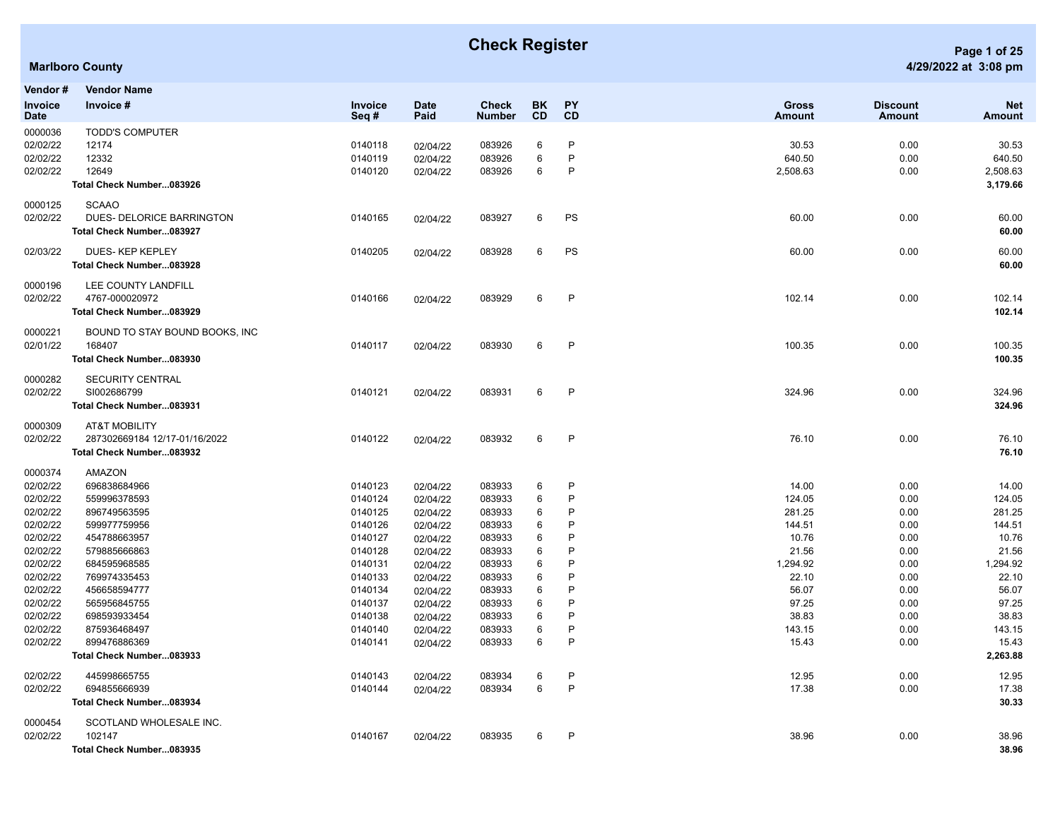# Check Register

**Marlboro County**

4/29/2022 at 3:08 pm

| Vendor # / Invoice Date | Vendor Name / Invoice # | Invoice Seq # | Date Paid | Check Number | BK CD | PY CD | Gross Amount | Discount Amount | Net Amount |
|---|---|---|---|---|---|---|---|---|---|
| 0000036 | TODD'S COMPUTER | | | | | | | | |
| 02/02/22 | 12174 | 0140118 | 02/04/22 | 083926 | 6 | P | 30.53 | 0.00 | 30.53 |
| 02/02/22 | 12332 | 0140119 | 02/04/22 | 083926 | 6 | P | 640.50 | 0.00 | 640.50 |
| 02/02/22 | 12649 | 0140120 | 02/04/22 | 083926 | 6 | P | 2,508.63 | 0.00 | 2,508.63 |
| | **Total Check Number...083926** | | | | | | | | **3,179.66** |
| 0000125 | SCAAO | | | | | | | | |
| 02/02/22 | DUES- DELORICE BARRINGTON | 0140165 | 02/04/22 | 083927 | 6 | PS | 60.00 | 0.00 | 60.00 |
| | **Total Check Number...083927** | | | | | | | | **60.00** |
| 02/03/22 | DUES- KEP KEPLEY | 0140205 | 02/04/22 | 083928 | 6 | PS | 60.00 | 0.00 | 60.00 |
| | **Total Check Number...083928** | | | | | | | | **60.00** |
| 0000196 | LEE COUNTY LANDFILL | | | | | | | | |
| 02/02/22 | 4767-000020972 | 0140166 | 02/04/22 | 083929 | 6 | P | 102.14 | 0.00 | 102.14 |
| | **Total Check Number...083929** | | | | | | | | **102.14** |
| 0000221 | BOUND TO STAY BOUND BOOKS, INC | | | | | | | | |
| 02/01/22 | 168407 | 0140117 | 02/04/22 | 083930 | 6 | P | 100.35 | 0.00 | 100.35 |
| | **Total Check Number...083930** | | | | | | | | **100.35** |
| 0000282 | SECURITY CENTRAL | | | | | | | | |
| 02/02/22 | SI002686799 | 0140121 | 02/04/22 | 083931 | 6 | P | 324.96 | 0.00 | 324.96 |
| | **Total Check Number...083931** | | | | | | | | **324.96** |
| 0000309 | AT&T MOBILITY | | | | | | | | |
| 02/02/22 | 287302669184 12/17-01/16/2022 | 0140122 | 02/04/22 | 083932 | 6 | P | 76.10 | 0.00 | 76.10 |
| | **Total Check Number...083932** | | | | | | | | **76.10** |
| 0000374 | AMAZON | | | | | | | | |
| 02/02/22 | 696838684966 | 0140123 | 02/04/22 | 083933 | 6 | P | 14.00 | 0.00 | 14.00 |
| 02/02/22 | 559996378593 | 0140124 | 02/04/22 | 083933 | 6 | P | 124.05 | 0.00 | 124.05 |
| 02/02/22 | 896749563595 | 0140125 | 02/04/22 | 083933 | 6 | P | 281.25 | 0.00 | 281.25 |
| 02/02/22 | 599977759956 | 0140126 | 02/04/22 | 083933 | 6 | P | 144.51 | 0.00 | 144.51 |
| 02/02/22 | 454788663957 | 0140127 | 02/04/22 | 083933 | 6 | P | 10.76 | 0.00 | 10.76 |
| 02/02/22 | 579885666863 | 0140128 | 02/04/22 | 083933 | 6 | P | 21.56 | 0.00 | 21.56 |
| 02/02/22 | 684595968585 | 0140131 | 02/04/22 | 083933 | 6 | P | 1,294.92 | 0.00 | 1,294.92 |
| 02/02/22 | 769974335453 | 0140133 | 02/04/22 | 083933 | 6 | P | 22.10 | 0.00 | 22.10 |
| 02/02/22 | 456658594777 | 0140134 | 02/04/22 | 083933 | 6 | P | 56.07 | 0.00 | 56.07 |
| 02/02/22 | 565956845755 | 0140137 | 02/04/22 | 083933 | 6 | P | 97.25 | 0.00 | 97.25 |
| 02/02/22 | 698593933454 | 0140138 | 02/04/22 | 083933 | 6 | P | 38.83 | 0.00 | 38.83 |
| 02/02/22 | 875936468497 | 0140140 | 02/04/22 | 083933 | 6 | P | 143.15 | 0.00 | 143.15 |
| 02/02/22 | 899476886369 | 0140141 | 02/04/22 | 083933 | 6 | P | 15.43 | 0.00 | 15.43 |
| | **Total Check Number...083933** | | | | | | | | **2,263.88** |
| 02/02/22 | 445998665755 | 0140143 | 02/04/22 | 083934 | 6 | P | 12.95 | 0.00 | 12.95 |
| 02/02/22 | 694855666939 | 0140144 | 02/04/22 | 083934 | 6 | P | 17.38 | 0.00 | 17.38 |
| | **Total Check Number...083934** | | | | | | | | **30.33** |
| 0000454 | SCOTLAND WHOLESALE INC. | | | | | | | | |
| 02/02/22 | 102147 | 0140167 | 02/04/22 | 083935 | 6 | P | 38.96 | 0.00 | 38.96 |
| | **Total Check Number...083935** | | | | | | | | **38.96** |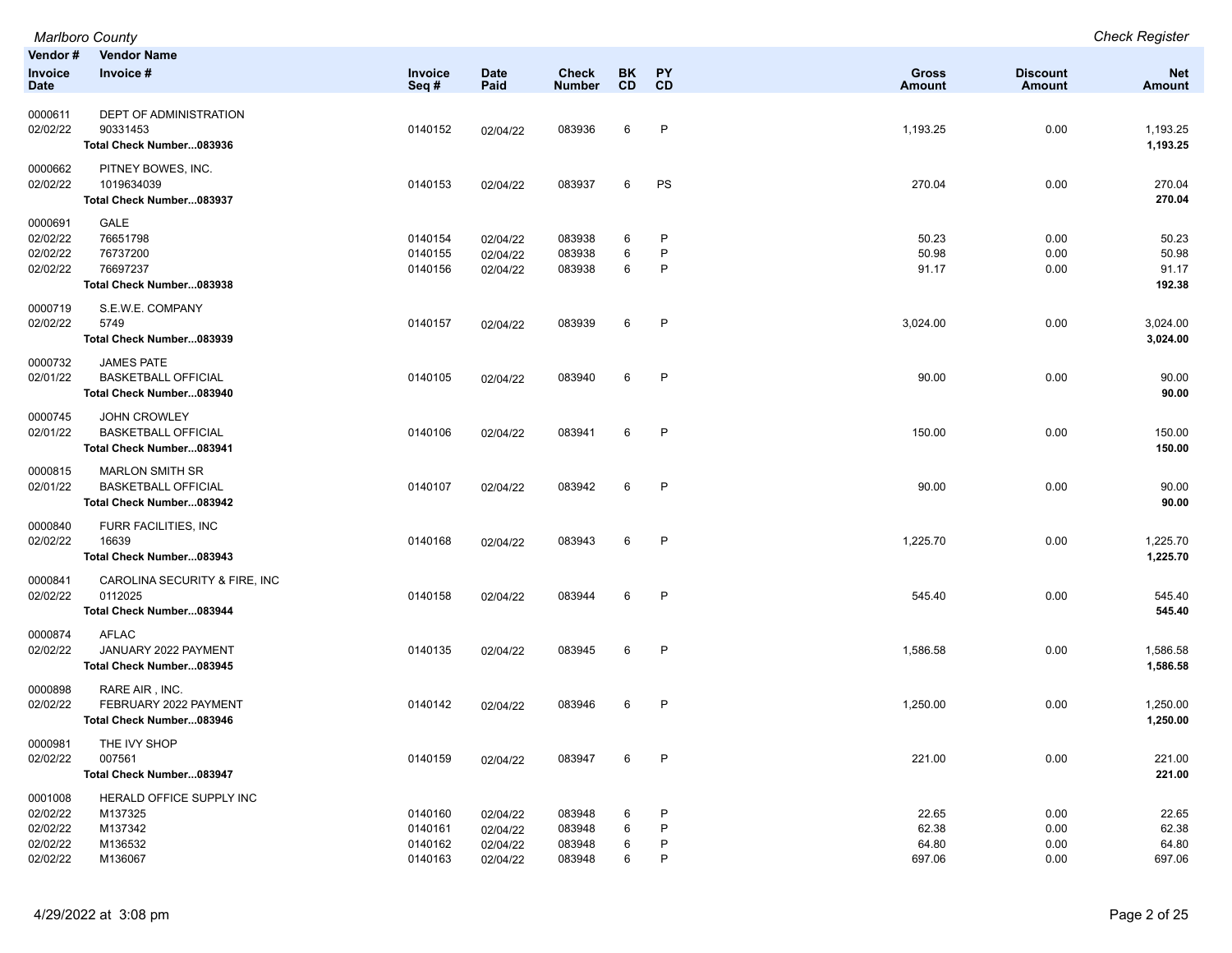| Vendor # / Invoice Date | Vendor Name / Invoice # | Invoice Seq # | Date Paid | Check Number | BK CD | PY CD | Gross Amount | Discount Amount | Net Amount |
|---|---|---|---|---|---|---|---|---|---|
| 0000611 | DEPT OF ADMINISTRATION | | | | | | | | |
| 02/02/22 | 90331453 | 0140152 | 02/04/22 | 083936 | 6 | P | 1,193.25 | 0.00 | 1,193.25 |
| | **Total Check Number...083936** | | | | | | | | **1,193.25** |
| 0000662 | PITNEY BOWES, INC. | | | | | | | | |
| 02/02/22 | 1019634039 | 0140153 | 02/04/22 | 083937 | 6 | PS | 270.04 | 0.00 | 270.04 |
| | **Total Check Number...083937** | | | | | | | | **270.04** |
| 0000691 | GALE | | | | | | | | |
| 02/02/22 | 76651798 | 0140154 | 02/04/22 | 083938 | 6 | P | 50.23 | 0.00 | 50.23 |
| 02/02/22 | 76737200 | 0140155 | 02/04/22 | 083938 | 6 | P | 50.98 | 0.00 | 50.98 |
| 02/02/22 | 76697237 | 0140156 | 02/04/22 | 083938 | 6 | P | 91.17 | 0.00 | 91.17 |
| | **Total Check Number...083938** | | | | | | | | **192.38** |
| 0000719 | S.E.W.E. COMPANY | | | | | | | | |
| 02/02/22 | 5749 | 0140157 | 02/04/22 | 083939 | 6 | P | 3,024.00 | 0.00 | 3,024.00 |
| | **Total Check Number...083939** | | | | | | | | **3,024.00** |
| 0000732 | JAMES PATE | | | | | | | | |
| 02/01/22 | BASKETBALL OFFICIAL | 0140105 | 02/04/22 | 083940 | 6 | P | 90.00 | 0.00 | 90.00 |
| | **Total Check Number...083940** | | | | | | | | **90.00** |
| 0000745 | JOHN CROWLEY | | | | | | | | |
| 02/01/22 | BASKETBALL OFFICIAL | 0140106 | 02/04/22 | 083941 | 6 | P | 150.00 | 0.00 | 150.00 |
| | **Total Check Number...083941** | | | | | | | | **150.00** |
| 0000815 | MARLON SMITH SR | | | | | | | | |
| 02/01/22 | BASKETBALL OFFICIAL | 0140107 | 02/04/22 | 083942 | 6 | P | 90.00 | 0.00 | 90.00 |
| | **Total Check Number...083942** | | | | | | | | **90.00** |
| 0000840 | FURR FACILITIES, INC | | | | | | | | |
| 02/02/22 | 16639 | 0140168 | 02/04/22 | 083943 | 6 | P | 1,225.70 | 0.00 | 1,225.70 |
| | **Total Check Number...083943** | | | | | | | | **1,225.70** |
| 0000841 | CAROLINA SECURITY & FIRE, INC | | | | | | | | |
| 02/02/22 | 0112025 | 0140158 | 02/04/22 | 083944 | 6 | P | 545.40 | 0.00 | 545.40 |
| | **Total Check Number...083944** | | | | | | | | **545.40** |
| 0000874 | AFLAC | | | | | | | | |
| 02/02/22 | JANUARY 2022 PAYMENT | 0140135 | 02/04/22 | 083945 | 6 | P | 1,586.58 | 0.00 | 1,586.58 |
| | **Total Check Number...083945** | | | | | | | | **1,586.58** |
| 0000898 | RARE AIR , INC. | | | | | | | | |
| 02/02/22 | FEBRUARY 2022 PAYMENT | 0140142 | 02/04/22 | 083946 | 6 | P | 1,250.00 | 0.00 | 1,250.00 |
| | **Total Check Number...083946** | | | | | | | | **1,250.00** |
| 0000981 | THE IVY SHOP | | | | | | | | |
| 02/02/22 | 007561 | 0140159 | 02/04/22 | 083947 | 6 | P | 221.00 | 0.00 | 221.00 |
| | **Total Check Number...083947** | | | | | | | | **221.00** |
| 0001008 | HERALD OFFICE SUPPLY INC | | | | | | | | |
| 02/02/22 | M137325 | 0140160 | 02/04/22 | 083948 | 6 | P | 22.65 | 0.00 | 22.65 |
| 02/02/22 | M137342 | 0140161 | 02/04/22 | 083948 | 6 | P | 62.38 | 0.00 | 62.38 |
| 02/02/22 | M136532 | 0140162 | 02/04/22 | 083948 | 6 | P | 64.80 | 0.00 | 64.80 |
| 02/02/22 | M136067 | 0140163 | 02/04/22 | 083948 | 6 | P | 697.06 | 0.00 | 697.06 |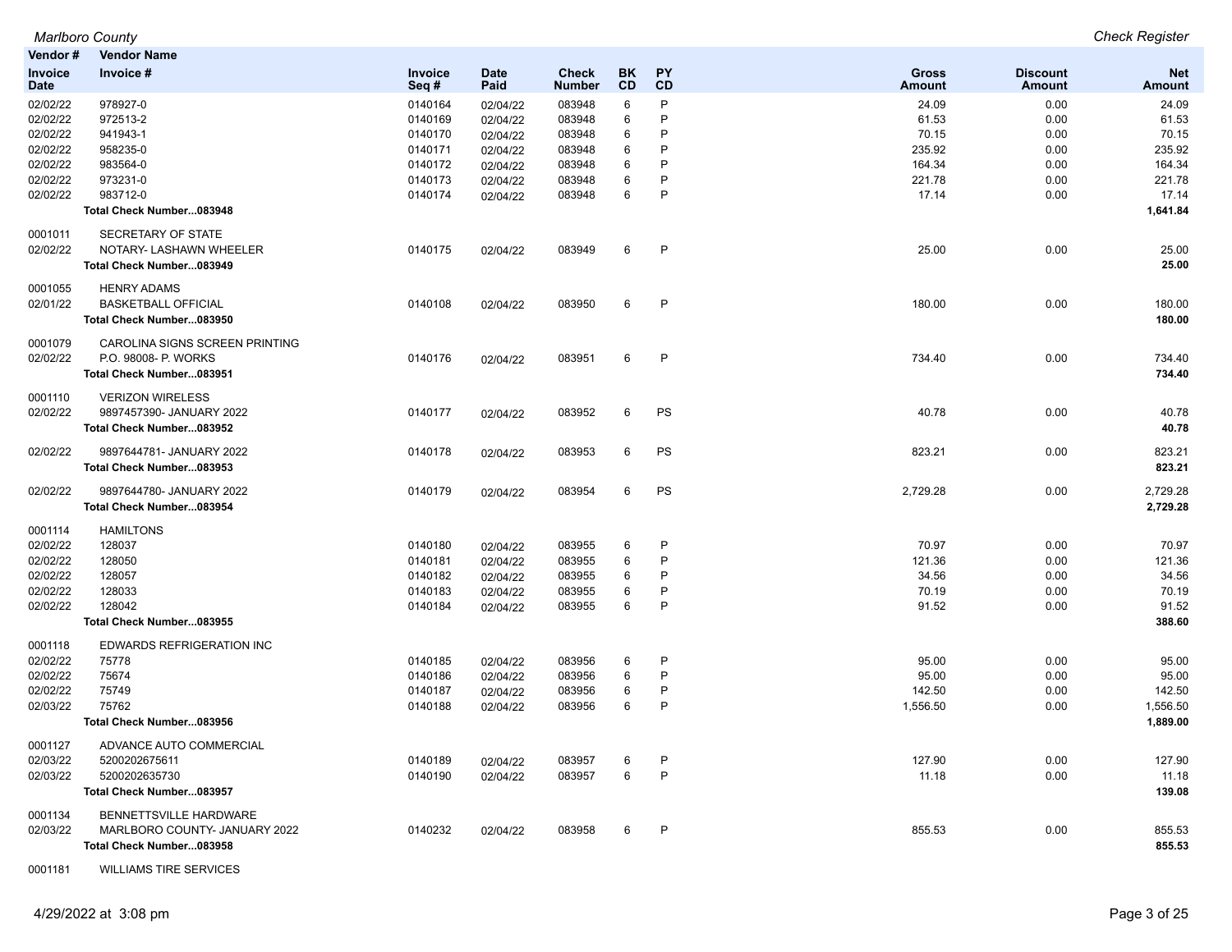| Vendor # | Vendor Name | | | | | | | | |
|---|---|---|---|---|---|---|---|---|---|
| Invoice Date | Invoice # | Invoice Seq # | Date Paid | Check Number | BK CD | PY CD | Gross Amount | Discount Amount | Net Amount |
| 02/02/22 | 978927-0 | 0140164 | 02/04/22 | 083948 | 6 | P | 24.09 | 0.00 | 24.09 |
| 02/02/22 | 972513-2 | 0140169 | 02/04/22 | 083948 | 6 | P | 61.53 | 0.00 | 61.53 |
| 02/02/22 | 941943-1 | 0140170 | 02/04/22 | 083948 | 6 | P | 70.15 | 0.00 | 70.15 |
| 02/02/22 | 958235-0 | 0140171 | 02/04/22 | 083948 | 6 | P | 235.92 | 0.00 | 235.92 |
| 02/02/22 | 983564-0 | 0140172 | 02/04/22 | 083948 | 6 | P | 164.34 | 0.00 | 164.34 |
| 02/02/22 | 973231-0 | 0140173 | 02/04/22 | 083948 | 6 | P | 221.78 | 0.00 | 221.78 |
| 02/02/22 | 983712-0 | 0140174 | 02/04/22 | 083948 | 6 | P | 17.14 | 0.00 | 17.14 |
| | **Total Check Number...083948** | | | | | | | | **1,641.84** |
| 0001011 | SECRETARY OF STATE | | | | | | | | |
| 02/02/22 | NOTARY- LASHAWN WHEELER | 0140175 | 02/04/22 | 083949 | 6 | P | 25.00 | 0.00 | 25.00 |
| | **Total Check Number...083949** | | | | | | | | **25.00** |
| 0001055 | HENRY ADAMS | | | | | | | | |
| 02/01/22 | BASKETBALL OFFICIAL | 0140108 | 02/04/22 | 083950 | 6 | P | 180.00 | 0.00 | 180.00 |
| | **Total Check Number...083950** | | | | | | | | **180.00** |
| 0001079 | CAROLINA SIGNS SCREEN PRINTING | | | | | | | | |
| 02/02/22 | P.O. 98008- P. WORKS | 0140176 | 02/04/22 | 083951 | 6 | P | 734.40 | 0.00 | 734.40 |
| | **Total Check Number...083951** | | | | | | | | **734.40** |
| 0001110 | VERIZON WIRELESS | | | | | | | | |
| 02/02/22 | 9897457390- JANUARY 2022 | 0140177 | 02/04/22 | 083952 | 6 | PS | 40.78 | 0.00 | 40.78 |
| | **Total Check Number...083952** | | | | | | | | **40.78** |
| 02/02/22 | 9897644781- JANUARY 2022 | 0140178 | 02/04/22 | 083953 | 6 | PS | 823.21 | 0.00 | 823.21 |
| | **Total Check Number...083953** | | | | | | | | **823.21** |
| 02/02/22 | 9897644780- JANUARY 2022 | 0140179 | 02/04/22 | 083954 | 6 | PS | 2,729.28 | 0.00 | 2,729.28 |
| | **Total Check Number...083954** | | | | | | | | **2,729.28** |
| 0001114 | HAMILTONS | | | | | | | | |
| 02/02/22 | 128037 | 0140180 | 02/04/22 | 083955 | 6 | P | 70.97 | 0.00 | 70.97 |
| 02/02/22 | 128050 | 0140181 | 02/04/22 | 083955 | 6 | P | 121.36 | 0.00 | 121.36 |
| 02/02/22 | 128057 | 0140182 | 02/04/22 | 083955 | 6 | P | 34.56 | 0.00 | 34.56 |
| 02/02/22 | 128033 | 0140183 | 02/04/22 | 083955 | 6 | P | 70.19 | 0.00 | 70.19 |
| 02/02/22 | 128042 | 0140184 | 02/04/22 | 083955 | 6 | P | 91.52 | 0.00 | 91.52 |
| | **Total Check Number...083955** | | | | | | | | **388.60** |
| 0001118 | EDWARDS REFRIGERATION INC | | | | | | | | |
| 02/02/22 | 75778 | 0140185 | 02/04/22 | 083956 | 6 | P | 95.00 | 0.00 | 95.00 |
| 02/02/22 | 75674 | 0140186 | 02/04/22 | 083956 | 6 | P | 95.00 | 0.00 | 95.00 |
| 02/02/22 | 75749 | 0140187 | 02/04/22 | 083956 | 6 | P | 142.50 | 0.00 | 142.50 |
| 02/03/22 | 75762 | 0140188 | 02/04/22 | 083956 | 6 | P | 1,556.50 | 0.00 | 1,556.50 |
| | **Total Check Number...083956** | | | | | | | | **1,889.00** |
| 0001127 | ADVANCE AUTO COMMERCIAL | | | | | | | | |
| 02/03/22 | 5200202675611 | 0140189 | 02/04/22 | 083957 | 6 | P | 127.90 | 0.00 | 127.90 |
| 02/03/22 | 5200202635730 | 0140190 | 02/04/22 | 083957 | 6 | P | 11.18 | 0.00 | 11.18 |
| | **Total Check Number...083957** | | | | | | | | **139.08** |
| 0001134 | BENNETTSVILLE HARDWARE | | | | | | | | |
| 02/03/22 | MARLBORO COUNTY- JANUARY 2022 | 0140232 | 02/04/22 | 083958 | 6 | P | 855.53 | 0.00 | 855.53 |
| | **Total Check Number...083958** | | | | | | | | **855.53** |
| 0001181 | WILLIAMS TIRE SERVICES | | | | | | | | |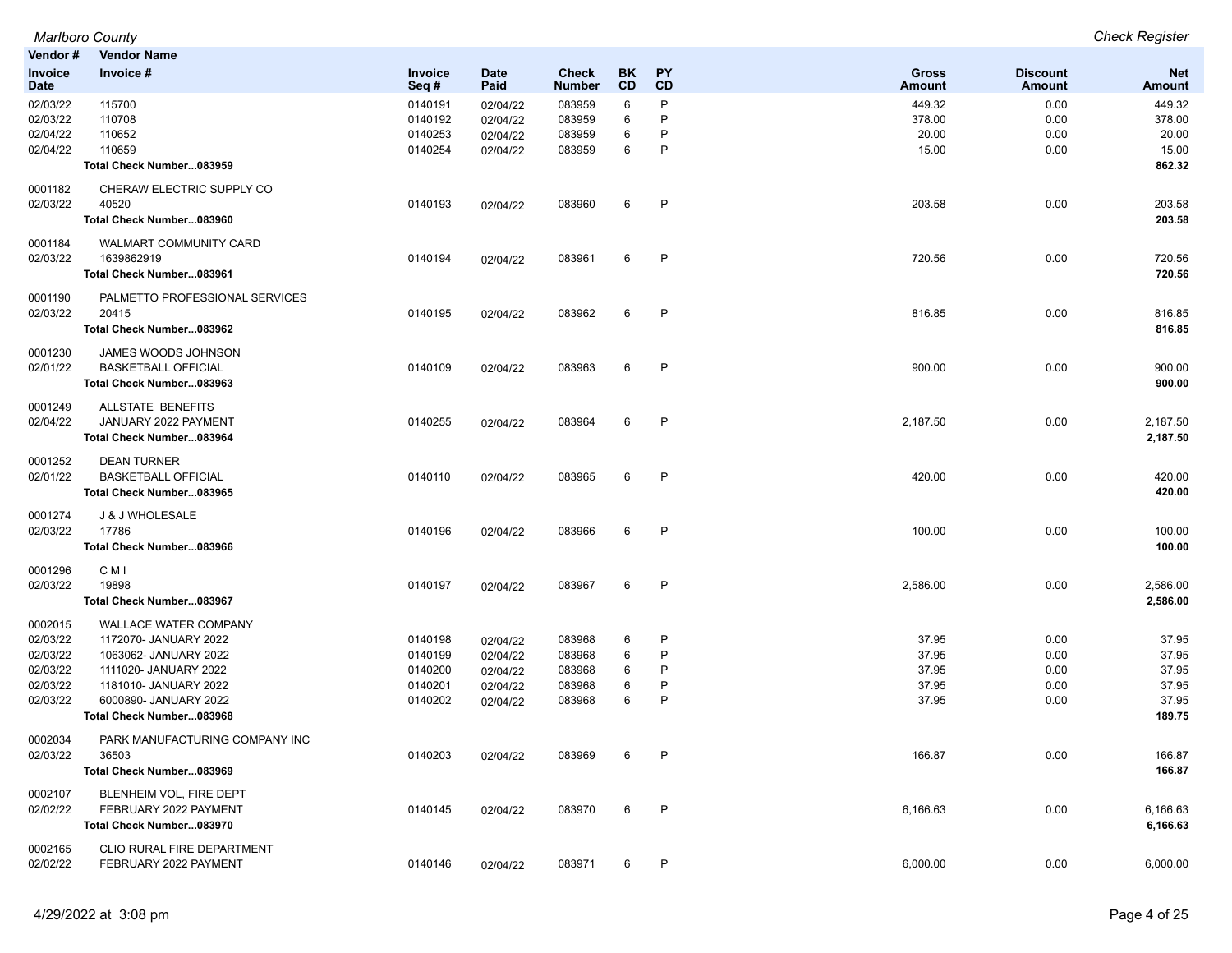| Vendor # Invoice Date | Vendor Name Invoice # | Invoice Seq # | Date Paid | Check Number | BK CD | PY CD | Gross Amount | Discount Amount | Net Amount |
|---|---|---|---|---|---|---|---|---|---|
| 02/03/22 | 115700 | 0140191 | 02/04/22 | 083959 | 6 | P | 449.32 | 0.00 | 449.32 |
| 02/03/22 | 110708 | 0140192 | 02/04/22 | 083959 | 6 | P | 378.00 | 0.00 | 378.00 |
| 02/04/22 | 110652 | 0140253 | 02/04/22 | 083959 | 6 | P | 20.00 | 0.00 | 20.00 |
| 02/04/22 | 110659 | 0140254 | 02/04/22 | 083959 | 6 | P | 15.00 | 0.00 | 15.00 |
| | **Total Check Number...083959** | | | | | | | | **862.32** |
| 0001182 | CHERAW ELECTRIC SUPPLY CO | | | | | | | | |
| 02/03/22 | 40520 | 0140193 | 02/04/22 | 083960 | 6 | P | 203.58 | 0.00 | 203.58 |
| | **Total Check Number...083960** | | | | | | | | **203.58** |
| 0001184 | WALMART COMMUNITY CARD | | | | | | | | |
| 02/03/22 | 1639862919 | 0140194 | 02/04/22 | 083961 | 6 | P | 720.56 | 0.00 | 720.56 |
| | **Total Check Number...083961** | | | | | | | | **720.56** |
| 0001190 | PALMETTO PROFESSIONAL SERVICES | | | | | | | | |
| 02/03/22 | 20415 | 0140195 | 02/04/22 | 083962 | 6 | P | 816.85 | 0.00 | 816.85 |
| | **Total Check Number...083962** | | | | | | | | **816.85** |
| 0001230 | JAMES WOODS JOHNSON | | | | | | | | |
| 02/01/22 | BASKETBALL OFFICIAL | 0140109 | 02/04/22 | 083963 | 6 | P | 900.00 | 0.00 | 900.00 |
| | **Total Check Number...083963** | | | | | | | | **900.00** |
| 0001249 | ALLSTATE BENEFITS | | | | | | | | |
| 02/04/22 | JANUARY 2022 PAYMENT | 0140255 | 02/04/22 | 083964 | 6 | P | 2,187.50 | 0.00 | 2,187.50 |
| | **Total Check Number...083964** | | | | | | | | **2,187.50** |
| 0001252 | DEAN TURNER | | | | | | | | |
| 02/01/22 | BASKETBALL OFFICIAL | 0140110 | 02/04/22 | 083965 | 6 | P | 420.00 | 0.00 | 420.00 |
| | **Total Check Number...083965** | | | | | | | | **420.00** |
| 0001274 | J & J WHOLESALE | | | | | | | | |
| 02/03/22 | 17786 | 0140196 | 02/04/22 | 083966 | 6 | P | 100.00 | 0.00 | 100.00 |
| | **Total Check Number...083966** | | | | | | | | **100.00** |
| 0001296 | C M I | | | | | | | | |
| 02/03/22 | 19898 | 0140197 | 02/04/22 | 083967 | 6 | P | 2,586.00 | 0.00 | 2,586.00 |
| | **Total Check Number...083967** | | | | | | | | **2,586.00** |
| 0002015 | WALLACE WATER COMPANY | | | | | | | | |
| 02/03/22 | 1172070- JANUARY 2022 | 0140198 | 02/04/22 | 083968 | 6 | P | 37.95 | 0.00 | 37.95 |
| 02/03/22 | 1063062- JANUARY 2022 | 0140199 | 02/04/22 | 083968 | 6 | P | 37.95 | 0.00 | 37.95 |
| 02/03/22 | 1111020- JANUARY 2022 | 0140200 | 02/04/22 | 083968 | 6 | P | 37.95 | 0.00 | 37.95 |
| 02/03/22 | 1181010- JANUARY 2022 | 0140201 | 02/04/22 | 083968 | 6 | P | 37.95 | 0.00 | 37.95 |
| 02/03/22 | 6000890- JANUARY 2022 | 0140202 | 02/04/22 | 083968 | 6 | P | 37.95 | 0.00 | 37.95 |
| | **Total Check Number...083968** | | | | | | | | **189.75** |
| 0002034 | PARK MANUFACTURING COMPANY INC | | | | | | | | |
| 02/03/22 | 36503 | 0140203 | 02/04/22 | 083969 | 6 | P | 166.87 | 0.00 | 166.87 |
| | **Total Check Number...083969** | | | | | | | | **166.87** |
| 0002107 | BLENHEIM VOL, FIRE DEPT | | | | | | | | |
| 02/02/22 | FEBRUARY 2022 PAYMENT | 0140145 | 02/04/22 | 083970 | 6 | P | 6,166.63 | 0.00 | 6,166.63 |
| | **Total Check Number...083970** | | | | | | | | **6,166.63** |
| 0002165 | CLIO RURAL FIRE DEPARTMENT | | | | | | | | |
| 02/02/22 | FEBRUARY 2022 PAYMENT | 0140146 | 02/04/22 | 083971 | 6 | P | 6,000.00 | 0.00 | 6,000.00 |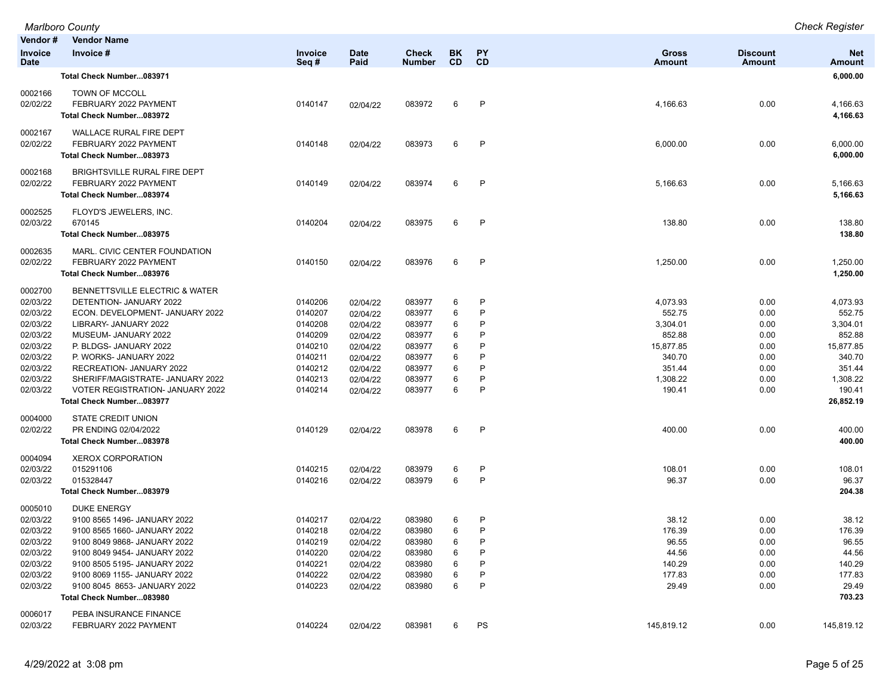| Vendor # / Invoice Date | Vendor Name / Invoice # | Invoice Seq # | Date Paid | Check Number | BK CD | PY CD | Gross Amount | Discount Amount | Net Amount |
|---|---|---|---|---|---|---|---|---|---|
| | **Total Check Number...083971** | | | | | | | | **6,000.00** |
| 0002166 | TOWN OF MCCOLL | | | | | | | | |
| 02/02/22 | FEBRUARY 2022 PAYMENT | 0140147 | 02/04/22 | 083972 | 6 | P | 4,166.63 | 0.00 | 4,166.63 |
| | **Total Check Number...083972** | | | | | | | | **4,166.63** |
| 0002167 | WALLACE RURAL FIRE DEPT | | | | | | | | |
| 02/02/22 | FEBRUARY 2022 PAYMENT | 0140148 | 02/04/22 | 083973 | 6 | P | 6,000.00 | 0.00 | 6,000.00 |
| | **Total Check Number...083973** | | | | | | | | **6,000.00** |
| 0002168 | BRIGHTSVILLE RURAL FIRE DEPT | | | | | | | | |
| 02/02/22 | FEBRUARY 2022 PAYMENT | 0140149 | 02/04/22 | 083974 | 6 | P | 5,166.63 | 0.00 | 5,166.63 |
| | **Total Check Number...083974** | | | | | | | | **5,166.63** |
| 0002525 | FLOYD'S JEWELERS, INC. | | | | | | | | |
| 02/03/22 | 670145 | 0140204 | 02/04/22 | 083975 | 6 | P | 138.80 | 0.00 | 138.80 |
| | **Total Check Number...083975** | | | | | | | | **138.80** |
| 0002635 | MARL. CIVIC CENTER FOUNDATION | | | | | | | | |
| 02/02/22 | FEBRUARY 2022 PAYMENT | 0140150 | 02/04/22 | 083976 | 6 | P | 1,250.00 | 0.00 | 1,250.00 |
| | **Total Check Number...083976** | | | | | | | | **1,250.00** |
| 0002700 | BENNETTSVILLE ELECTRIC & WATER | | | | | | | | |
| 02/03/22 | DETENTION- JANUARY 2022 | 0140206 | 02/04/22 | 083977 | 6 | P | 4,073.93 | 0.00 | 4,073.93 |
| 02/03/22 | ECON. DEVELOPMENT- JANUARY 2022 | 0140207 | 02/04/22 | 083977 | 6 | P | 552.75 | 0.00 | 552.75 |
| 02/03/22 | LIBRARY- JANUARY 2022 | 0140208 | 02/04/22 | 083977 | 6 | P | 3,304.01 | 0.00 | 3,304.01 |
| 02/03/22 | MUSEUM- JANUARY 2022 | 0140209 | 02/04/22 | 083977 | 6 | P | 852.88 | 0.00 | 852.88 |
| 02/03/22 | P. BLDGS- JANUARY 2022 | 0140210 | 02/04/22 | 083977 | 6 | P | 15,877.85 | 0.00 | 15,877.85 |
| 02/03/22 | P. WORKS- JANUARY 2022 | 0140211 | 02/04/22 | 083977 | 6 | P | 340.70 | 0.00 | 340.70 |
| 02/03/22 | RECREATION- JANUARY 2022 | 0140212 | 02/04/22 | 083977 | 6 | P | 351.44 | 0.00 | 351.44 |
| 02/03/22 | SHERIFF/MAGISTRATE- JANUARY 2022 | 0140213 | 02/04/22 | 083977 | 6 | P | 1,308.22 | 0.00 | 1,308.22 |
| 02/03/22 | VOTER REGISTRATION- JANUARY 2022 | 0140214 | 02/04/22 | 083977 | 6 | P | 190.41 | 0.00 | 190.41 |
| | **Total Check Number...083977** | | | | | | | | **26,852.19** |
| 0004000 | STATE CREDIT UNION | | | | | | | | |
| 02/02/22 | PR ENDING 02/04/2022 | 0140129 | 02/04/22 | 083978 | 6 | P | 400.00 | 0.00 | 400.00 |
| | **Total Check Number...083978** | | | | | | | | **400.00** |
| 0004094 | XEROX CORPORATION | | | | | | | | |
| 02/03/22 | 015291106 | 0140215 | 02/04/22 | 083979 | 6 | P | 108.01 | 0.00 | 108.01 |
| 02/03/22 | 015328447 | 0140216 | 02/04/22 | 083979 | 6 | P | 96.37 | 0.00 | 96.37 |
| | **Total Check Number...083979** | | | | | | | | **204.38** |
| 0005010 | DUKE ENERGY | | | | | | | | |
| 02/03/22 | 9100 8565 1496- JANUARY 2022 | 0140217 | 02/04/22 | 083980 | 6 | P | 38.12 | 0.00 | 38.12 |
| 02/03/22 | 9100 8565 1660- JANUARY 2022 | 0140218 | 02/04/22 | 083980 | 6 | P | 176.39 | 0.00 | 176.39 |
| 02/03/22 | 9100 8049 9868- JANUARY 2022 | 0140219 | 02/04/22 | 083980 | 6 | P | 96.55 | 0.00 | 96.55 |
| 02/03/22 | 9100 8049 9454- JANUARY 2022 | 0140220 | 02/04/22 | 083980 | 6 | P | 44.56 | 0.00 | 44.56 |
| 02/03/22 | 9100 8505 5195- JANUARY 2022 | 0140221 | 02/04/22 | 083980 | 6 | P | 140.29 | 0.00 | 140.29 |
| 02/03/22 | 9100 8069 1155- JANUARY 2022 | 0140222 | 02/04/22 | 083980 | 6 | P | 177.83 | 0.00 | 177.83 |
| 02/03/22 | 9100 8045 8653- JANUARY 2022 | 0140223 | 02/04/22 | 083980 | 6 | P | 29.49 | 0.00 | 29.49 |
| | **Total Check Number...083980** | | | | | | | | **703.23** |
| 0006017 | PEBA INSURANCE FINANCE | | | | | | | | |
| 02/03/22 | FEBRUARY 2022 PAYMENT | 0140224 | 02/04/22 | 083981 | 6 | PS | 145,819.12 | 0.00 | 145,819.12 |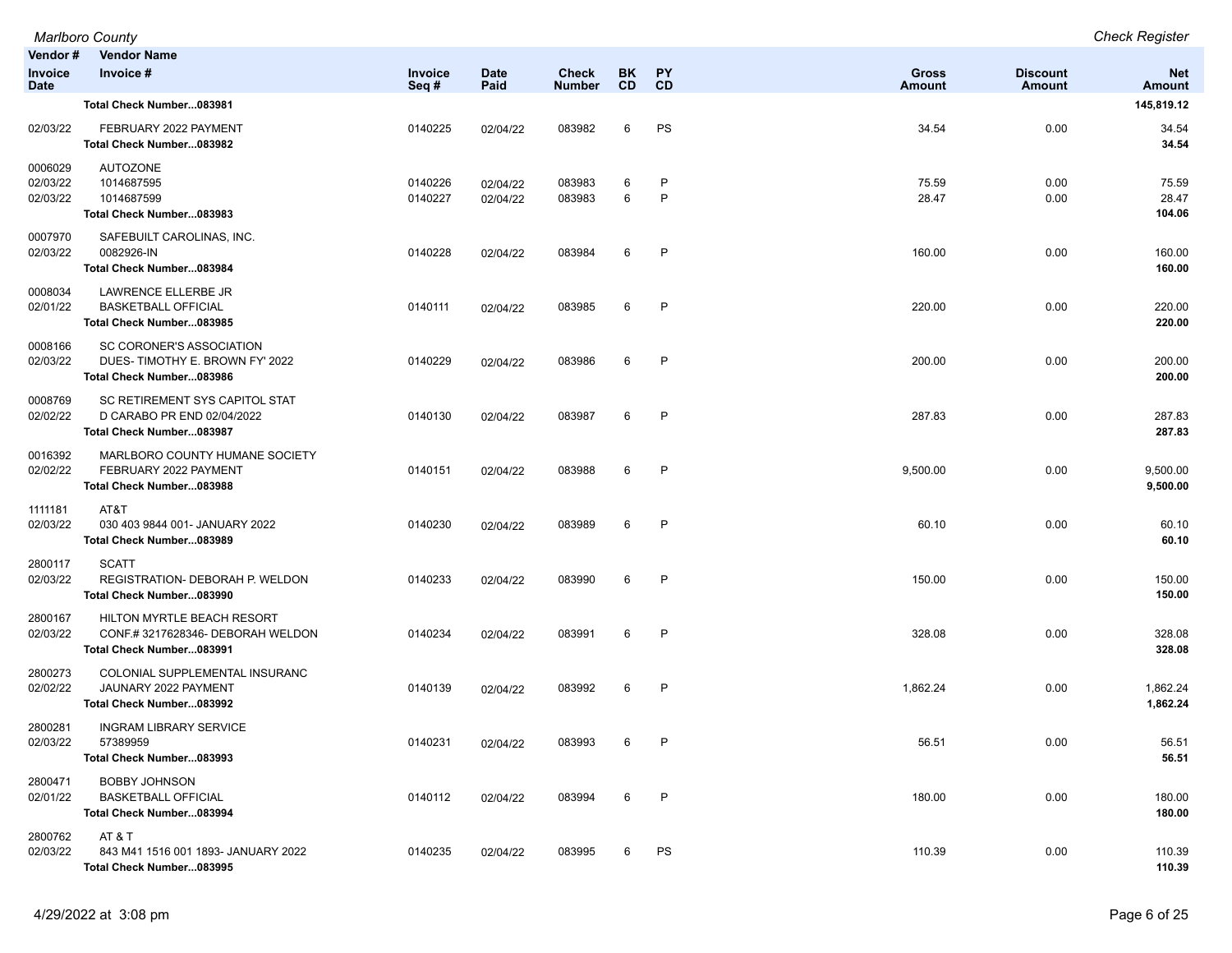| Vendor # / Invoice Date | Vendor Name / Invoice # | Invoice Seq # | Date Paid | Check Number | BK CD | PY CD | Gross Amount | Discount Amount | Net Amount |
|---|---|---|---|---|---|---|---|---|---|
| | **Total Check Number...083981** | | | | | | | | **145,819.12** |
| 02/03/22 | FEBRUARY 2022 PAYMENT | 0140225 | 02/04/22 | 083982 | 6 | PS | 34.54 | 0.00 | 34.54 |
| | **Total Check Number...083982** | | | | | | | | **34.54** |
| 0006029 | AUTOZONE | | | | | | | | |
| 02/03/22 | 1014687595 | 0140226 | 02/04/22 | 083983 | 6 | P | 75.59 | 0.00 | 75.59 |
| 02/03/22 | 1014687599 | 0140227 | 02/04/22 | 083983 | 6 | P | 28.47 | 0.00 | 28.47 |
| | **Total Check Number...083983** | | | | | | | | **104.06** |
| 0007970 | SAFEBUILT CAROLINAS, INC. | | | | | | | | |
| 02/03/22 | 0082926-IN | 0140228 | 02/04/22 | 083984 | 6 | P | 160.00 | 0.00 | 160.00 |
| | **Total Check Number...083984** | | | | | | | | **160.00** |
| 0008034 | LAWRENCE ELLERBE JR | | | | | | | | |
| 02/01/22 | BASKETBALL OFFICIAL | 0140111 | 02/04/22 | 083985 | 6 | P | 220.00 | 0.00 | 220.00 |
| | **Total Check Number...083985** | | | | | | | | **220.00** |
| 0008166 | SC CORONER'S ASSOCIATION | | | | | | | | |
| 02/03/22 | DUES- TIMOTHY E. BROWN FY' 2022 | 0140229 | 02/04/22 | 083986 | 6 | P | 200.00 | 0.00 | 200.00 |
| | **Total Check Number...083986** | | | | | | | | **200.00** |
| 0008769 | SC RETIREMENT SYS CAPITOL STAT | | | | | | | | |
| 02/02/22 | D CARABO PR END 02/04/2022 | 0140130 | 02/04/22 | 083987 | 6 | P | 287.83 | 0.00 | 287.83 |
| | **Total Check Number...083987** | | | | | | | | **287.83** |
| 0016392 | MARLBORO COUNTY HUMANE SOCIETY | | | | | | | | |
| 02/02/22 | FEBRUARY 2022 PAYMENT | 0140151 | 02/04/22 | 083988 | 6 | P | 9,500.00 | 0.00 | 9,500.00 |
| | **Total Check Number...083988** | | | | | | | | **9,500.00** |
| 1111181 | AT&T | | | | | | | | |
| 02/03/22 | 030 403 9844 001- JANUARY 2022 | 0140230 | 02/04/22 | 083989 | 6 | P | 60.10 | 0.00 | 60.10 |
| | **Total Check Number...083989** | | | | | | | | **60.10** |
| 2800117 | SCATT | | | | | | | | |
| 02/03/22 | REGISTRATION- DEBORAH P. WELDON | 0140233 | 02/04/22 | 083990 | 6 | P | 150.00 | 0.00 | 150.00 |
| | **Total Check Number...083990** | | | | | | | | **150.00** |
| 2800167 | HILTON MYRTLE BEACH RESORT | | | | | | | | |
| 02/03/22 | CONF.# 3217628346- DEBORAH WELDON | 0140234 | 02/04/22 | 083991 | 6 | P | 328.08 | 0.00 | 328.08 |
| | **Total Check Number...083991** | | | | | | | | **328.08** |
| 2800273 | COLONIAL SUPPLEMENTAL INSURANC | | | | | | | | |
| 02/02/22 | JAUNARY 2022 PAYMENT | 0140139 | 02/04/22 | 083992 | 6 | P | 1,862.24 | 0.00 | 1,862.24 |
| | **Total Check Number...083992** | | | | | | | | **1,862.24** |
| 2800281 | INGRAM LIBRARY SERVICE | | | | | | | | |
| 02/03/22 | 57389959 | 0140231 | 02/04/22 | 083993 | 6 | P | 56.51 | 0.00 | 56.51 |
| | **Total Check Number...083993** | | | | | | | | **56.51** |
| 2800471 | BOBBY JOHNSON | | | | | | | | |
| 02/01/22 | BASKETBALL OFFICIAL | 0140112 | 02/04/22 | 083994 | 6 | P | 180.00 | 0.00 | 180.00 |
| | **Total Check Number...083994** | | | | | | | | **180.00** |
| 2800762 | AT & T | | | | | | | | |
| 02/03/22 | 843 M41 1516 001 1893- JANUARY 2022 | 0140235 | 02/04/22 | 083995 | 6 | PS | 110.39 | 0.00 | 110.39 |
| | **Total Check Number...083995** | | | | | | | | **110.39** |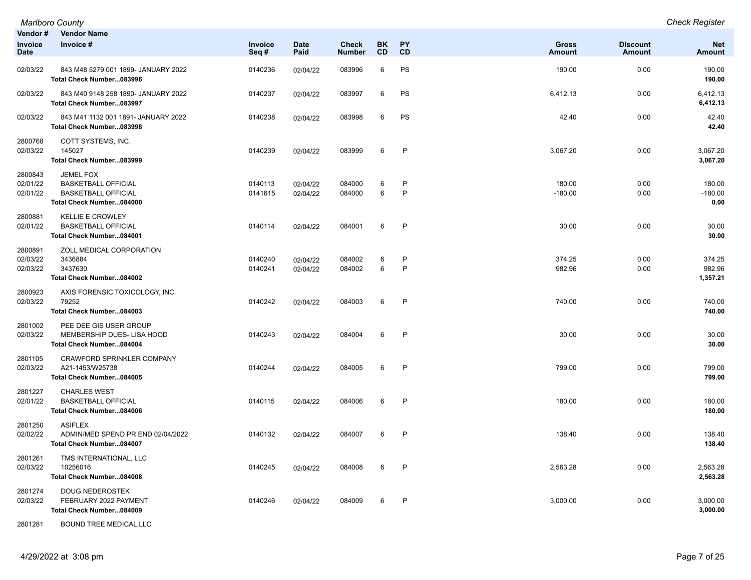| Vendor # | Vendor Name | | | | | | | | |
|---|---|---|---|---|---|---|---|---|---|
| Invoice Date | Invoice # | Invoice Seq # | Date Paid | Check Number | BK CD | PY CD | Gross Amount | Discount Amount | Net Amount |
| 02/03/22 | 843 M48 5279 001 1899- JANUARY 2022 | 0140236 | 02/04/22 | 083996 | 6 | PS | 190.00 | 0.00 | 190.00 |
| | **Total Check Number...083996** | | | | | | | | **190.00** |
| 02/03/22 | 843 M40 9148 258 1890- JANUARY 2022 | 0140237 | 02/04/22 | 083997 | 6 | PS | 6,412.13 | 0.00 | 6,412.13 |
| | **Total Check Number...083997** | | | | | | | | **6,412.13** |
| 02/03/22 | 843 M41 1132 001 1891- JANUARY 2022 | 0140238 | 02/04/22 | 083998 | 6 | PS | 42.40 | 0.00 | 42.40 |
| | **Total Check Number...083998** | | | | | | | | **42.40** |
| 2800768 | COTT SYSTEMS, INC. | | | | | | | | |
| 02/03/22 | 145027 | 0140239 | 02/04/22 | 083999 | 6 | P | 3,067.20 | 0.00 | 3,067.20 |
| | **Total Check Number...083999** | | | | | | | | **3,067.20** |
| 2800843 | JEMEL FOX | | | | | | | | |
| 02/01/22 | BASKETBALL OFFICIAL | 0140113 | 02/04/22 | 084000 | 6 | P | 180.00 | 0.00 | 180.00 |
| 02/01/22 | BASKETBALL OFFICIAL | 0141615 | 02/04/22 | 084000 | 6 | P | -180.00 | 0.00 | -180.00 |
| | **Total Check Number...084000** | | | | | | | | **0.00** |
| 2800881 | KELLIE E CROWLEY | | | | | | | | |
| 02/01/22 | BASKETBALL OFFICIAL | 0140114 | 02/04/22 | 084001 | 6 | P | 30.00 | 0.00 | 30.00 |
| | **Total Check Number...084001** | | | | | | | | **30.00** |
| 2800891 | ZOLL MEDICAL CORPORATION | | | | | | | | |
| 02/03/22 | 3436884 | 0140240 | 02/04/22 | 084002 | 6 | P | 374.25 | 0.00 | 374.25 |
| 02/03/22 | 3437630 | 0140241 | 02/04/22 | 084002 | 6 | P | 982.96 | 0.00 | 982.96 |
| | **Total Check Number...084002** | | | | | | | | **1,357.21** |
| 2800923 | AXIS FORENSIC TOXICOLOGY, INC. | | | | | | | | |
| 02/03/22 | 79252 | 0140242 | 02/04/22 | 084003 | 6 | P | 740.00 | 0.00 | 740.00 |
| | **Total Check Number...084003** | | | | | | | | **740.00** |
| 2801002 | PEE DEE GIS USER GROUP | | | | | | | | |
| 02/03/22 | MEMBERSHIP DUES- LISA HOOD | 0140243 | 02/04/22 | 084004 | 6 | P | 30.00 | 0.00 | 30.00 |
| | **Total Check Number...084004** | | | | | | | | **30.00** |
| 2801105 | CRAWFORD SPRINKLER COMPANY | | | | | | | | |
| 02/03/22 | A21-1453/W25738 | 0140244 | 02/04/22 | 084005 | 6 | P | 799.00 | 0.00 | 799.00 |
| | **Total Check Number...084005** | | | | | | | | **799.00** |
| 2801227 | CHARLES WEST | | | | | | | | |
| 02/01/22 | BASKETBALL OFFICIAL | 0140115 | 02/04/22 | 084006 | 6 | P | 180.00 | 0.00 | 180.00 |
| | **Total Check Number...084006** | | | | | | | | **180.00** |
| 2801250 | ASIFLEX | | | | | | | | |
| 02/02/22 | ADMIN/MED SPEND PR END 02/04/2022 | 0140132 | 02/04/22 | 084007 | 6 | P | 138.40 | 0.00 | 138.40 |
| | **Total Check Number...084007** | | | | | | | | **138.40** |
| 2801261 | TMS INTERNATIONAL, LLC | | | | | | | | |
| 02/03/22 | 10256016 | 0140245 | 02/04/22 | 084008 | 6 | P | 2,563.28 | 0.00 | 2,563.28 |
| | **Total Check Number...084008** | | | | | | | | **2,563.28** |
| 2801274 | DOUG NEDEROSTEK | | | | | | | | |
| 02/03/22 | FEBRUARY 2022 PAYMENT | 0140246 | 02/04/22 | 084009 | 6 | P | 3,000.00 | 0.00 | 3,000.00 |
| | **Total Check Number...084009** | | | | | | | | **3,000.00** |
| 2801281 | BOUND TREE MEDICAL,LLC | | | | | | | | |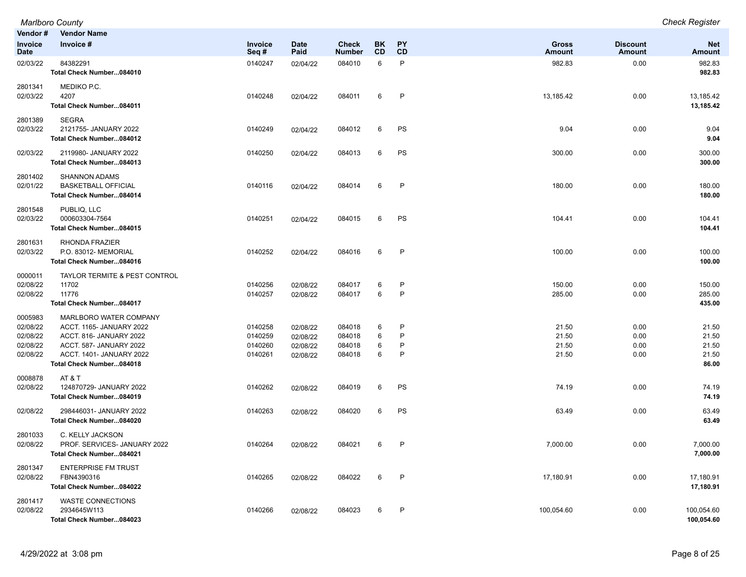| Vendor # | Vendor Name | | | | | | | | |
|---|---|---|---|---|---|---|---|---|---|
| Invoice Date | Invoice # | Invoice Seq # | Date Paid | Check Number | BK CD | PY CD | Gross Amount | Discount Amount | Net Amount |
| 02/03/22 | 84382291 | 0140247 | 02/04/22 | 084010 | 6 | P | 982.83 | 0.00 | 982.83 |
| | **Total Check Number...084010** | | | | | | | | **982.83** |
| 2801341 | MEDIKO P.C. | | | | | | | | |
| 02/03/22 | 4207 | 0140248 | 02/04/22 | 084011 | 6 | P | 13,185.42 | 0.00 | 13,185.42 |
| | **Total Check Number...084011** | | | | | | | | **13,185.42** |
| 2801389 | SEGRA | | | | | | | | |
| 02/03/22 | 2121755- JANUARY 2022 | 0140249 | 02/04/22 | 084012 | 6 | PS | 9.04 | 0.00 | 9.04 |
| | **Total Check Number...084012** | | | | | | | | **9.04** |
| 02/03/22 | 2119980- JANUARY 2022 | 0140250 | 02/04/22 | 084013 | 6 | PS | 300.00 | 0.00 | 300.00 |
| | **Total Check Number...084013** | | | | | | | | **300.00** |
| 2801402 | SHANNON ADAMS | | | | | | | | |
| 02/01/22 | BASKETBALL OFFICIAL | 0140116 | 02/04/22 | 084014 | 6 | P | 180.00 | 0.00 | 180.00 |
| | **Total Check Number...084014** | | | | | | | | **180.00** |
| 2801548 | PUBLIQ, LLC | | | | | | | | |
| 02/03/22 | 000603304-7564 | 0140251 | 02/04/22 | 084015 | 6 | PS | 104.41 | 0.00 | 104.41 |
| | **Total Check Number...084015** | | | | | | | | **104.41** |
| 2801631 | RHONDA FRAZIER | | | | | | | | |
| 02/03/22 | P.O. 83012- MEMORIAL | 0140252 | 02/04/22 | 084016 | 6 | P | 100.00 | 0.00 | 100.00 |
| | **Total Check Number...084016** | | | | | | | | **100.00** |
| 0000011 | TAYLOR TERMITE & PEST CONTROL | | | | | | | | |
| 02/08/22 | 11702 | 0140256 | 02/08/22 | 084017 | 6 | P | 150.00 | 0.00 | 150.00 |
| 02/08/22 | 11776 | 0140257 | 02/08/22 | 084017 | 6 | P | 285.00 | 0.00 | 285.00 |
| | **Total Check Number...084017** | | | | | | | | **435.00** |
| 0005983 | MARLBORO WATER COMPANY | | | | | | | | |
| 02/08/22 | ACCT. 1165- JANUARY 2022 | 0140258 | 02/08/22 | 084018 | 6 | P | 21.50 | 0.00 | 21.50 |
| 02/08/22 | ACCT. 816- JANUARY 2022 | 0140259 | 02/08/22 | 084018 | 6 | P | 21.50 | 0.00 | 21.50 |
| 02/08/22 | ACCT. 587- JANUARY 2022 | 0140260 | 02/08/22 | 084018 | 6 | P | 21.50 | 0.00 | 21.50 |
| 02/08/22 | ACCT. 1401- JANUARY 2022 | 0140261 | 02/08/22 | 084018 | 6 | P | 21.50 | 0.00 | 21.50 |
| | **Total Check Number...084018** | | | | | | | | **86.00** |
| 0008878 | AT & T | | | | | | | | |
| 02/08/22 | 124870729- JANUARY 2022 | 0140262 | 02/08/22 | 084019 | 6 | PS | 74.19 | 0.00 | 74.19 |
| | **Total Check Number...084019** | | | | | | | | **74.19** |
| 02/08/22 | 298446031- JANUARY 2022 | 0140263 | 02/08/22 | 084020 | 6 | PS | 63.49 | 0.00 | 63.49 |
| | **Total Check Number...084020** | | | | | | | | **63.49** |
| 2801033 | C. KELLY JACKSON | | | | | | | | |
| 02/08/22 | PROF. SERVICES- JANUARY 2022 | 0140264 | 02/08/22 | 084021 | 6 | P | 7,000.00 | 0.00 | 7,000.00 |
| | **Total Check Number...084021** | | | | | | | | **7,000.00** |
| 2801347 | ENTERPRISE FM TRUST | | | | | | | | |
| 02/08/22 | FBN4390316 | 0140265 | 02/08/22 | 084022 | 6 | P | 17,180.91 | 0.00 | 17,180.91 |
| | **Total Check Number...084022** | | | | | | | | **17,180.91** |
| 2801417 | WASTE CONNECTIONS | | | | | | | | |
| 02/08/22 | 2934645W113 | 0140266 | 02/08/22 | 084023 | 6 | P | 100,054.60 | 0.00 | 100,054.60 |
| | **Total Check Number...084023** | | | | | | | | **100,054.60** |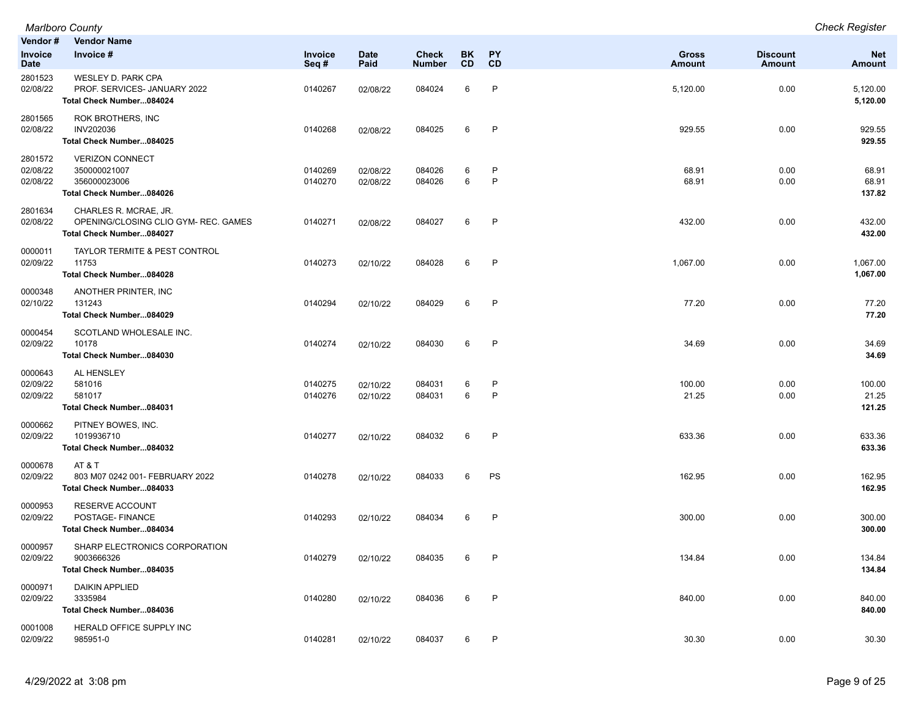| Vendor # / Invoice Date | Vendor Name / Invoice # | Invoice Seq # | Date Paid | Check Number | BK CD | PY CD | Gross Amount | Discount Amount | Net Amount |
|---|---|---|---|---|---|---|---|---|---|
| 2801523 | WESLEY D. PARK CPA | | | | | | | | |
| 02/08/22 | PROF. SERVICES- JANUARY 2022 | 0140267 | 02/08/22 | 084024 | 6 | P | 5,120.00 | 0.00 | 5,120.00 |
| | **Total Check Number...084024** | | | | | | | | **5,120.00** |
| 2801565 | ROK BROTHERS, INC | | | | | | | | |
| 02/08/22 | INV202036 | 0140268 | 02/08/22 | 084025 | 6 | P | 929.55 | 0.00 | 929.55 |
| | **Total Check Number...084025** | | | | | | | | **929.55** |
| 2801572 | VERIZON CONNECT | | | | | | | | |
| 02/08/22 | 350000021007 | 0140269 | 02/08/22 | 084026 | 6 | P | 68.91 | 0.00 | 68.91 |
| 02/08/22 | 356000023006 | 0140270 | 02/08/22 | 084026 | 6 | P | 68.91 | 0.00 | 68.91 |
| | **Total Check Number...084026** | | | | | | | | **137.82** |
| 2801634 | CHARLES R. MCRAE, JR. | | | | | | | | |
| 02/08/22 | OPENING/CLOSING CLIO GYM- REC. GAMES | 0140271 | 02/08/22 | 084027 | 6 | P | 432.00 | 0.00 | 432.00 |
| | **Total Check Number...084027** | | | | | | | | **432.00** |
| 0000011 | TAYLOR TERMITE & PEST CONTROL | | | | | | | | |
| 02/09/22 | 11753 | 0140273 | 02/10/22 | 084028 | 6 | P | 1,067.00 | 0.00 | 1,067.00 |
| | **Total Check Number...084028** | | | | | | | | **1,067.00** |
| 0000348 | ANOTHER PRINTER, INC | | | | | | | | |
| 02/10/22 | 131243 | 0140294 | 02/10/22 | 084029 | 6 | P | 77.20 | 0.00 | 77.20 |
| | **Total Check Number...084029** | | | | | | | | **77.20** |
| 0000454 | SCOTLAND WHOLESALE INC. | | | | | | | | |
| 02/09/22 | 10178 | 0140274 | 02/10/22 | 084030 | 6 | P | 34.69 | 0.00 | 34.69 |
| | **Total Check Number...084030** | | | | | | | | **34.69** |
| 0000643 | AL HENSLEY | | | | | | | | |
| 02/09/22 | 581016 | 0140275 | 02/10/22 | 084031 | 6 | P | 100.00 | 0.00 | 100.00 |
| 02/09/22 | 581017 | 0140276 | 02/10/22 | 084031 | 6 | P | 21.25 | 0.00 | 21.25 |
| | **Total Check Number...084031** | | | | | | | | **121.25** |
| 0000662 | PITNEY BOWES, INC. | | | | | | | | |
| 02/09/22 | 1019936710 | 0140277 | 02/10/22 | 084032 | 6 | P | 633.36 | 0.00 | 633.36 |
| | **Total Check Number...084032** | | | | | | | | **633.36** |
| 0000678 | AT & T | | | | | | | | |
| 02/09/22 | 803 M07 0242 001- FEBRUARY 2022 | 0140278 | 02/10/22 | 084033 | 6 | PS | 162.95 | 0.00 | 162.95 |
| | **Total Check Number...084033** | | | | | | | | **162.95** |
| 0000953 | RESERVE ACCOUNT | | | | | | | | |
| 02/09/22 | POSTAGE- FINANCE | 0140293 | 02/10/22 | 084034 | 6 | P | 300.00 | 0.00 | 300.00 |
| | **Total Check Number...084034** | | | | | | | | **300.00** |
| 0000957 | SHARP ELECTRONICS CORPORATION | | | | | | | | |
| 02/09/22 | 9003666326 | 0140279 | 02/10/22 | 084035 | 6 | P | 134.84 | 0.00 | 134.84 |
| | **Total Check Number...084035** | | | | | | | | **134.84** |
| 0000971 | DAIKIN APPLIED | | | | | | | | |
| 02/09/22 | 3335984 | 0140280 | 02/10/22 | 084036 | 6 | P | 840.00 | 0.00 | 840.00 |
| | **Total Check Number...084036** | | | | | | | | **840.00** |
| 0001008 | HERALD OFFICE SUPPLY INC | | | | | | | | |
| 02/09/22 | 985951-0 | 0140281 | 02/10/22 | 084037 | 6 | P | 30.30 | 0.00 | 30.30 |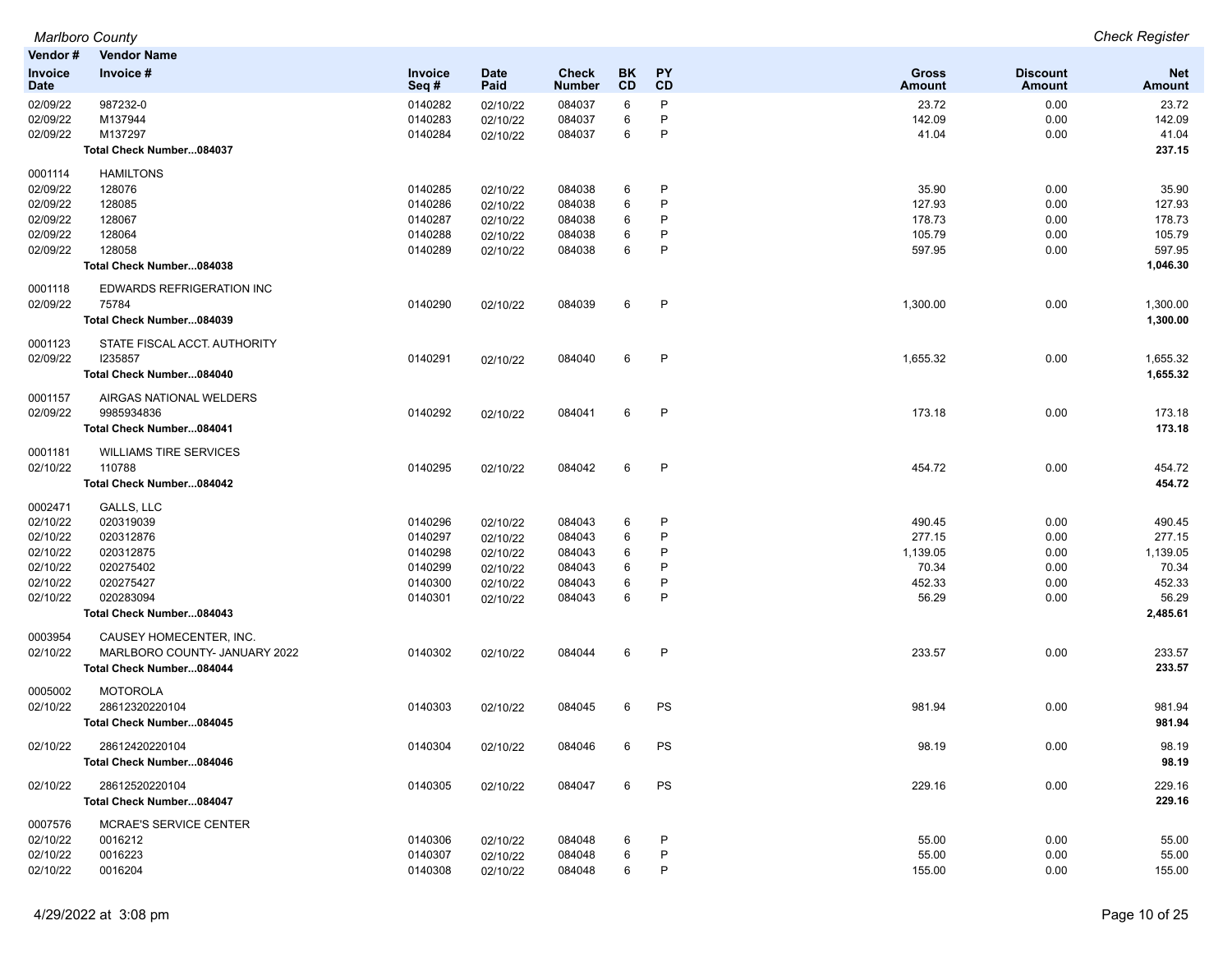| Vendor # / Invoice Date | Vendor Name / Invoice # | Invoice Seq # | Date Paid | Check Number | BK CD | PY CD | Gross Amount | Discount Amount | Net Amount |
|---|---|---|---|---|---|---|---|---|---|
| 02/09/22 | 987232-0 | 0140282 | 02/10/22 | 084037 | 6 | P | 23.72 | 0.00 | 23.72 |
| 02/09/22 | M137944 | 0140283 | 02/10/22 | 084037 | 6 | P | 142.09 | 0.00 | 142.09 |
| 02/09/22 | M137297 | 0140284 | 02/10/22 | 084037 | 6 | P | 41.04 | 0.00 | 41.04 |
| | **Total Check Number...084037** | | | | | | | | **237.15** |
| 0001114 | HAMILTONS | | | | | | | | |
| 02/09/22 | 128076 | 0140285 | 02/10/22 | 084038 | 6 | P | 35.90 | 0.00 | 35.90 |
| 02/09/22 | 128085 | 0140286 | 02/10/22 | 084038 | 6 | P | 127.93 | 0.00 | 127.93 |
| 02/09/22 | 128067 | 0140287 | 02/10/22 | 084038 | 6 | P | 178.73 | 0.00 | 178.73 |
| 02/09/22 | 128064 | 0140288 | 02/10/22 | 084038 | 6 | P | 105.79 | 0.00 | 105.79 |
| 02/09/22 | 128058 | 0140289 | 02/10/22 | 084038 | 6 | P | 597.95 | 0.00 | 597.95 |
| | **Total Check Number...084038** | | | | | | | | **1,046.30** |
| 0001118 | EDWARDS REFRIGERATION INC | | | | | | | | |
| 02/09/22 | 75784 | 0140290 | 02/10/22 | 084039 | 6 | P | 1,300.00 | 0.00 | 1,300.00 |
| | **Total Check Number...084039** | | | | | | | | **1,300.00** |
| 0001123 | STATE FISCAL ACCT. AUTHORITY | | | | | | | | |
| 02/09/22 | I235857 | 0140291 | 02/10/22 | 084040 | 6 | P | 1,655.32 | 0.00 | 1,655.32 |
| | **Total Check Number...084040** | | | | | | | | **1,655.32** |
| 0001157 | AIRGAS NATIONAL WELDERS | | | | | | | | |
| 02/09/22 | 9985934836 | 0140292 | 02/10/22 | 084041 | 6 | P | 173.18 | 0.00 | 173.18 |
| | **Total Check Number...084041** | | | | | | | | **173.18** |
| 0001181 | WILLIAMS TIRE SERVICES | | | | | | | | |
| 02/10/22 | 110788 | 0140295 | 02/10/22 | 084042 | 6 | P | 454.72 | 0.00 | 454.72 |
| | **Total Check Number...084042** | | | | | | | | **454.72** |
| 0002471 | GALLS, LLC | | | | | | | | |
| 02/10/22 | 020319039 | 0140296 | 02/10/22 | 084043 | 6 | P | 490.45 | 0.00 | 490.45 |
| 02/10/22 | 020312876 | 0140297 | 02/10/22 | 084043 | 6 | P | 277.15 | 0.00 | 277.15 |
| 02/10/22 | 020312875 | 0140298 | 02/10/22 | 084043 | 6 | P | 1,139.05 | 0.00 | 1,139.05 |
| 02/10/22 | 020275402 | 0140299 | 02/10/22 | 084043 | 6 | P | 70.34 | 0.00 | 70.34 |
| 02/10/22 | 020275427 | 0140300 | 02/10/22 | 084043 | 6 | P | 452.33 | 0.00 | 452.33 |
| 02/10/22 | 020283094 | 0140301 | 02/10/22 | 084043 | 6 | P | 56.29 | 0.00 | 56.29 |
| | **Total Check Number...084043** | | | | | | | | **2,485.61** |
| 0003954 | CAUSEY HOMECENTER, INC. | | | | | | | | |
| 02/10/22 | MARLBORO COUNTY- JANUARY 2022 | 0140302 | 02/10/22 | 084044 | 6 | P | 233.57 | 0.00 | 233.57 |
| | **Total Check Number...084044** | | | | | | | | **233.57** |
| 0005002 | MOTOROLA | | | | | | | | |
| 02/10/22 | 28612320220104 | 0140303 | 02/10/22 | 084045 | 6 | PS | 981.94 | 0.00 | 981.94 |
| | **Total Check Number...084045** | | | | | | | | **981.94** |
| 02/10/22 | 28612420220104 | 0140304 | 02/10/22 | 084046 | 6 | PS | 98.19 | 0.00 | 98.19 |
| | **Total Check Number...084046** | | | | | | | | **98.19** |
| 02/10/22 | 28612520220104 | 0140305 | 02/10/22 | 084047 | 6 | PS | 229.16 | 0.00 | 229.16 |
| | **Total Check Number...084047** | | | | | | | | **229.16** |
| 0007576 | MCRAE'S SERVICE CENTER | | | | | | | | |
| 02/10/22 | 0016212 | 0140306 | 02/10/22 | 084048 | 6 | P | 55.00 | 0.00 | 55.00 |
| 02/10/22 | 0016223 | 0140307 | 02/10/22 | 084048 | 6 | P | 55.00 | 0.00 | 55.00 |
| 02/10/22 | 0016204 | 0140308 | 02/10/22 | 084048 | 6 | P | 155.00 | 0.00 | 155.00 |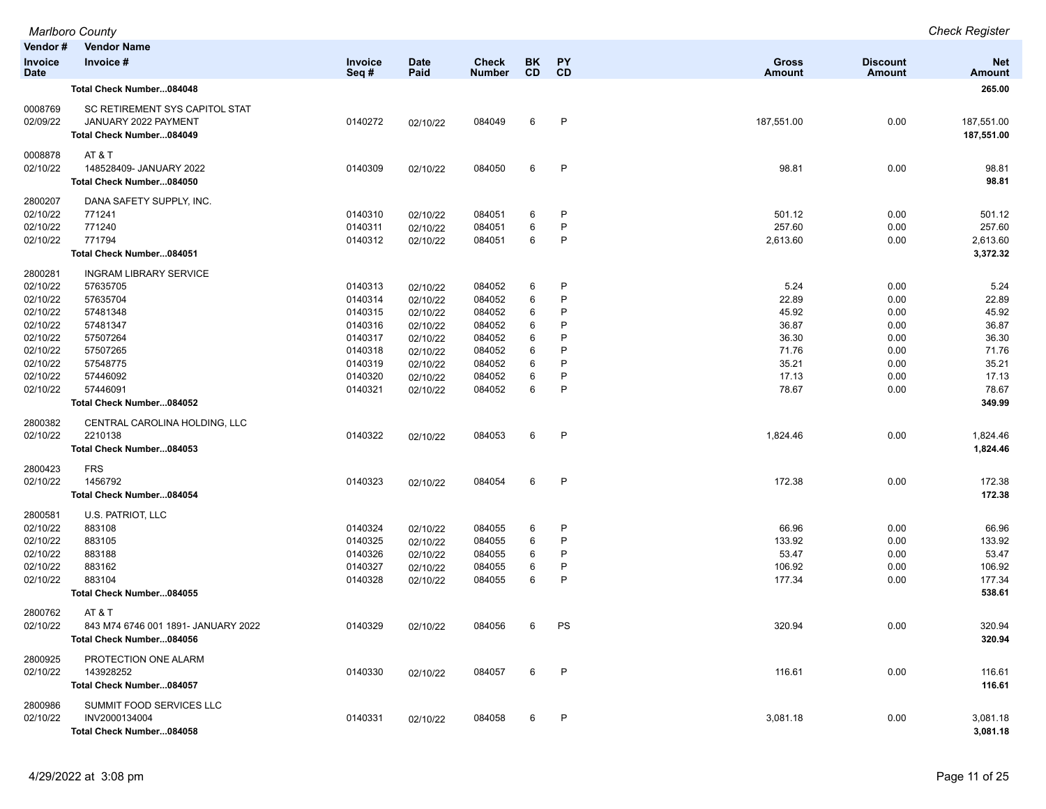| Vendor # / Invoice Date | Vendor Name / Invoice # | Invoice Seq # | Date Paid | Check Number | BK CD | PY CD | Gross Amount | Discount Amount | Net Amount |
|---|---|---|---|---|---|---|---|---|---|
| | **Total Check Number...084048** | | | | | | | | **265.00** |
| 0008769 | SC RETIREMENT SYS CAPITOL STAT | | | | | | | | |
| 02/09/22 | JANUARY 2022 PAYMENT | 0140272 | 02/10/22 | 084049 | 6 | P | 187,551.00 | 0.00 | 187,551.00 |
| | **Total Check Number...084049** | | | | | | | | **187,551.00** |
| 0008878 | AT & T | | | | | | | | |
| 02/10/22 | 148528409- JANUARY 2022 | 0140309 | 02/10/22 | 084050 | 6 | P | 98.81 | 0.00 | 98.81 |
| | **Total Check Number...084050** | | | | | | | | **98.81** |
| 2800207 | DANA SAFETY SUPPLY, INC. | | | | | | | | |
| 02/10/22 | 771241 | 0140310 | 02/10/22 | 084051 | 6 | P | 501.12 | 0.00 | 501.12 |
| 02/10/22 | 771240 | 0140311 | 02/10/22 | 084051 | 6 | P | 257.60 | 0.00 | 257.60 |
| 02/10/22 | 771794 | 0140312 | 02/10/22 | 084051 | 6 | P | 2,613.60 | 0.00 | 2,613.60 |
| | **Total Check Number...084051** | | | | | | | | **3,372.32** |
| 2800281 | INGRAM LIBRARY SERVICE | | | | | | | | |
| 02/10/22 | 57635705 | 0140313 | 02/10/22 | 084052 | 6 | P | 5.24 | 0.00 | 5.24 |
| 02/10/22 | 57635704 | 0140314 | 02/10/22 | 084052 | 6 | P | 22.89 | 0.00 | 22.89 |
| 02/10/22 | 57481348 | 0140315 | 02/10/22 | 084052 | 6 | P | 45.92 | 0.00 | 45.92 |
| 02/10/22 | 57481347 | 0140316 | 02/10/22 | 084052 | 6 | P | 36.87 | 0.00 | 36.87 |
| 02/10/22 | 57507264 | 0140317 | 02/10/22 | 084052 | 6 | P | 36.30 | 0.00 | 36.30 |
| 02/10/22 | 57507265 | 0140318 | 02/10/22 | 084052 | 6 | P | 71.76 | 0.00 | 71.76 |
| 02/10/22 | 57548775 | 0140319 | 02/10/22 | 084052 | 6 | P | 35.21 | 0.00 | 35.21 |
| 02/10/22 | 57446092 | 0140320 | 02/10/22 | 084052 | 6 | P | 17.13 | 0.00 | 17.13 |
| 02/10/22 | 57446091 | 0140321 | 02/10/22 | 084052 | 6 | P | 78.67 | 0.00 | 78.67 |
| | **Total Check Number...084052** | | | | | | | | **349.99** |
| 2800382 | CENTRAL CAROLINA HOLDING, LLC | | | | | | | | |
| 02/10/22 | 2210138 | 0140322 | 02/10/22 | 084053 | 6 | P | 1,824.46 | 0.00 | 1,824.46 |
| | **Total Check Number...084053** | | | | | | | | **1,824.46** |
| 2800423 | FRS | | | | | | | | |
| 02/10/22 | 1456792 | 0140323 | 02/10/22 | 084054 | 6 | P | 172.38 | 0.00 | 172.38 |
| | **Total Check Number...084054** | | | | | | | | **172.38** |
| 2800581 | U.S. PATRIOT, LLC | | | | | | | | |
| 02/10/22 | 883108 | 0140324 | 02/10/22 | 084055 | 6 | P | 66.96 | 0.00 | 66.96 |
| 02/10/22 | 883105 | 0140325 | 02/10/22 | 084055 | 6 | P | 133.92 | 0.00 | 133.92 |
| 02/10/22 | 883188 | 0140326 | 02/10/22 | 084055 | 6 | P | 53.47 | 0.00 | 53.47 |
| 02/10/22 | 883162 | 0140327 | 02/10/22 | 084055 | 6 | P | 106.92 | 0.00 | 106.92 |
| 02/10/22 | 883104 | 0140328 | 02/10/22 | 084055 | 6 | P | 177.34 | 0.00 | 177.34 |
| | **Total Check Number...084055** | | | | | | | | **538.61** |
| 2800762 | AT & T | | | | | | | | |
| 02/10/22 | 843 M74 6746 001 1891- JANUARY 2022 | 0140329 | 02/10/22 | 084056 | 6 | PS | 320.94 | 0.00 | 320.94 |
| | **Total Check Number...084056** | | | | | | | | **320.94** |
| 2800925 | PROTECTION ONE ALARM | | | | | | | | |
| 02/10/22 | 143928252 | 0140330 | 02/10/22 | 084057 | 6 | P | 116.61 | 0.00 | 116.61 |
| | **Total Check Number...084057** | | | | | | | | **116.61** |
| 2800986 | SUMMIT FOOD SERVICES LLC | | | | | | | | |
| 02/10/22 | INV2000134004 | 0140331 | 02/10/22 | 084058 | 6 | P | 3,081.18 | 0.00 | 3,081.18 |
| | **Total Check Number...084058** | | | | | | | | **3,081.18** |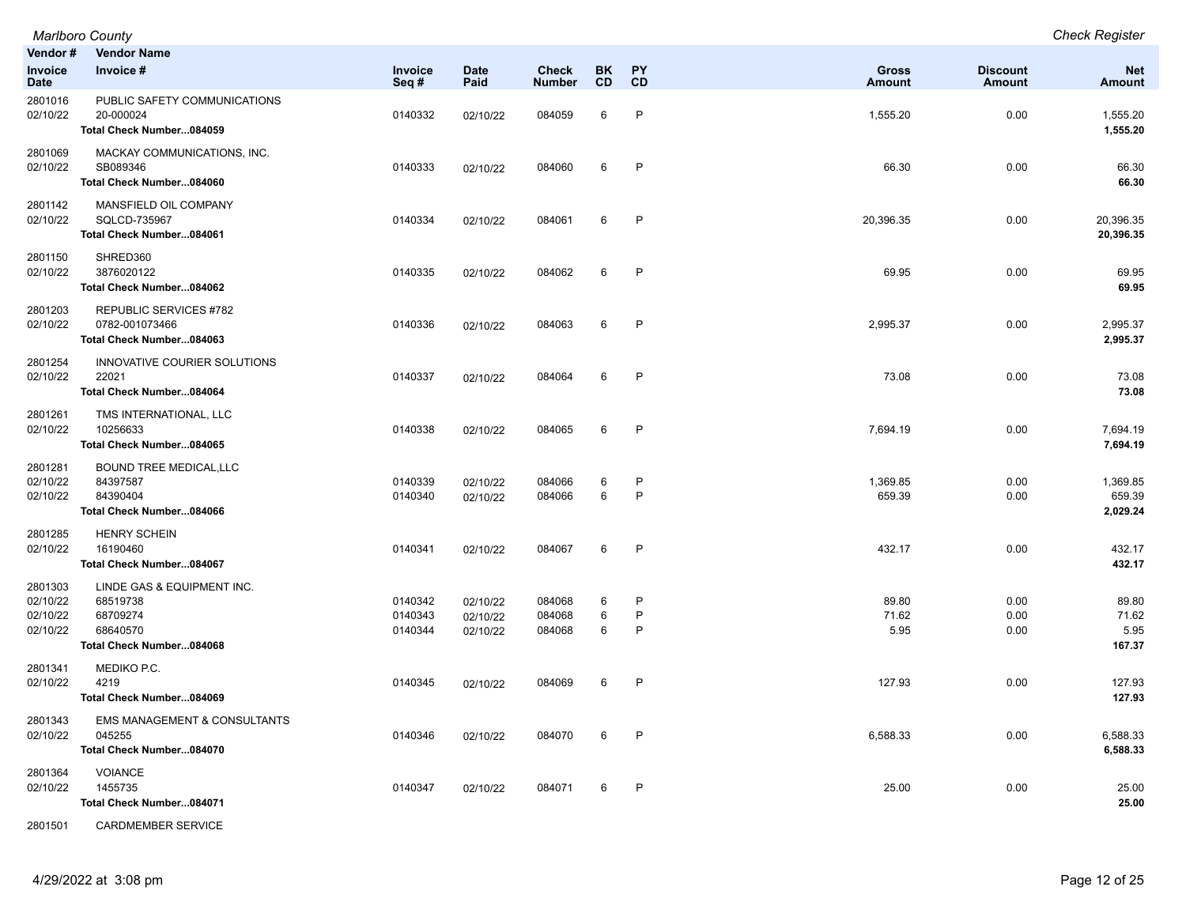| Vendor # / Invoice Date | Vendor Name / Invoice # | Invoice Seq # | Date Paid | Check Number | BK CD | PY CD | Gross Amount | Discount Amount | Net Amount |
|---|---|---|---|---|---|---|---|---|---|
| 2801016 | PUBLIC SAFETY COMMUNICATIONS | | | | | | | | |
| 02/10/22 | 20-000024 | 0140332 | 02/10/22 | 084059 | 6 | P | 1,555.20 | 0.00 | 1,555.20 |
| | **Total Check Number...084059** | | | | | | | | **1,555.20** |
| 2801069 | MACKAY COMMUNICATIONS, INC. | | | | | | | | |
| 02/10/22 | SB089346 | 0140333 | 02/10/22 | 084060 | 6 | P | 66.30 | 0.00 | 66.30 |
| | **Total Check Number...084060** | | | | | | | | **66.30** |
| 2801142 | MANSFIELD OIL COMPANY | | | | | | | | |
| 02/10/22 | SQLCD-735967 | 0140334 | 02/10/22 | 084061 | 6 | P | 20,396.35 | 0.00 | 20,396.35 |
| | **Total Check Number...084061** | | | | | | | | **20,396.35** |
| 2801150 | SHRED360 | | | | | | | | |
| 02/10/22 | 3876020122 | 0140335 | 02/10/22 | 084062 | 6 | P | 69.95 | 0.00 | 69.95 |
| | **Total Check Number...084062** | | | | | | | | **69.95** |
| 2801203 | REPUBLIC SERVICES #782 | | | | | | | | |
| 02/10/22 | 0782-001073466 | 0140336 | 02/10/22 | 084063 | 6 | P | 2,995.37 | 0.00 | 2,995.37 |
| | **Total Check Number...084063** | | | | | | | | **2,995.37** |
| 2801254 | INNOVATIVE COURIER SOLUTIONS | | | | | | | | |
| 02/10/22 | 22021 | 0140337 | 02/10/22 | 084064 | 6 | P | 73.08 | 0.00 | 73.08 |
| | **Total Check Number...084064** | | | | | | | | **73.08** |
| 2801261 | TMS INTERNATIONAL, LLC | | | | | | | | |
| 02/10/22 | 10256633 | 0140338 | 02/10/22 | 084065 | 6 | P | 7,694.19 | 0.00 | 7,694.19 |
| | **Total Check Number...084065** | | | | | | | | **7,694.19** |
| 2801281 | BOUND TREE MEDICAL,LLC | | | | | | | | |
| 02/10/22 | 84397587 | 0140339 | 02/10/22 | 084066 | 6 | P | 1,369.85 | 0.00 | 1,369.85 |
| 02/10/22 | 84390404 | 0140340 | 02/10/22 | 084066 | 6 | P | 659.39 | 0.00 | 659.39 |
| | **Total Check Number...084066** | | | | | | | | **2,029.24** |
| 2801285 | HENRY SCHEIN | | | | | | | | |
| 02/10/22 | 16190460 | 0140341 | 02/10/22 | 084067 | 6 | P | 432.17 | 0.00 | 432.17 |
| | **Total Check Number...084067** | | | | | | | | **432.17** |
| 2801303 | LINDE GAS & EQUIPMENT INC. | | | | | | | | |
| 02/10/22 | 68519738 | 0140342 | 02/10/22 | 084068 | 6 | P | 89.80 | 0.00 | 89.80 |
| 02/10/22 | 68709274 | 0140343 | 02/10/22 | 084068 | 6 | P | 71.62 | 0.00 | 71.62 |
| 02/10/22 | 68640570 | 0140344 | 02/10/22 | 084068 | 6 | P | 5.95 | 0.00 | 5.95 |
| | **Total Check Number...084068** | | | | | | | | **167.37** |
| 2801341 | MEDIKO P.C. | | | | | | | | |
| 02/10/22 | 4219 | 0140345 | 02/10/22 | 084069 | 6 | P | 127.93 | 0.00 | 127.93 |
| | **Total Check Number...084069** | | | | | | | | **127.93** |
| 2801343 | EMS MANAGEMENT & CONSULTANTS | | | | | | | | |
| 02/10/22 | 045255 | 0140346 | 02/10/22 | 084070 | 6 | P | 6,588.33 | 0.00 | 6,588.33 |
| | **Total Check Number...084070** | | | | | | | | **6,588.33** |
| 2801364 | VOIANCE | | | | | | | | |
| 02/10/22 | 1455735 | 0140347 | 02/10/22 | 084071 | 6 | P | 25.00 | 0.00 | 25.00 |
| | **Total Check Number...084071** | | | | | | | | **25.00** |
| 2801501 | CARDMEMBER SERVICE | | | | | | | | |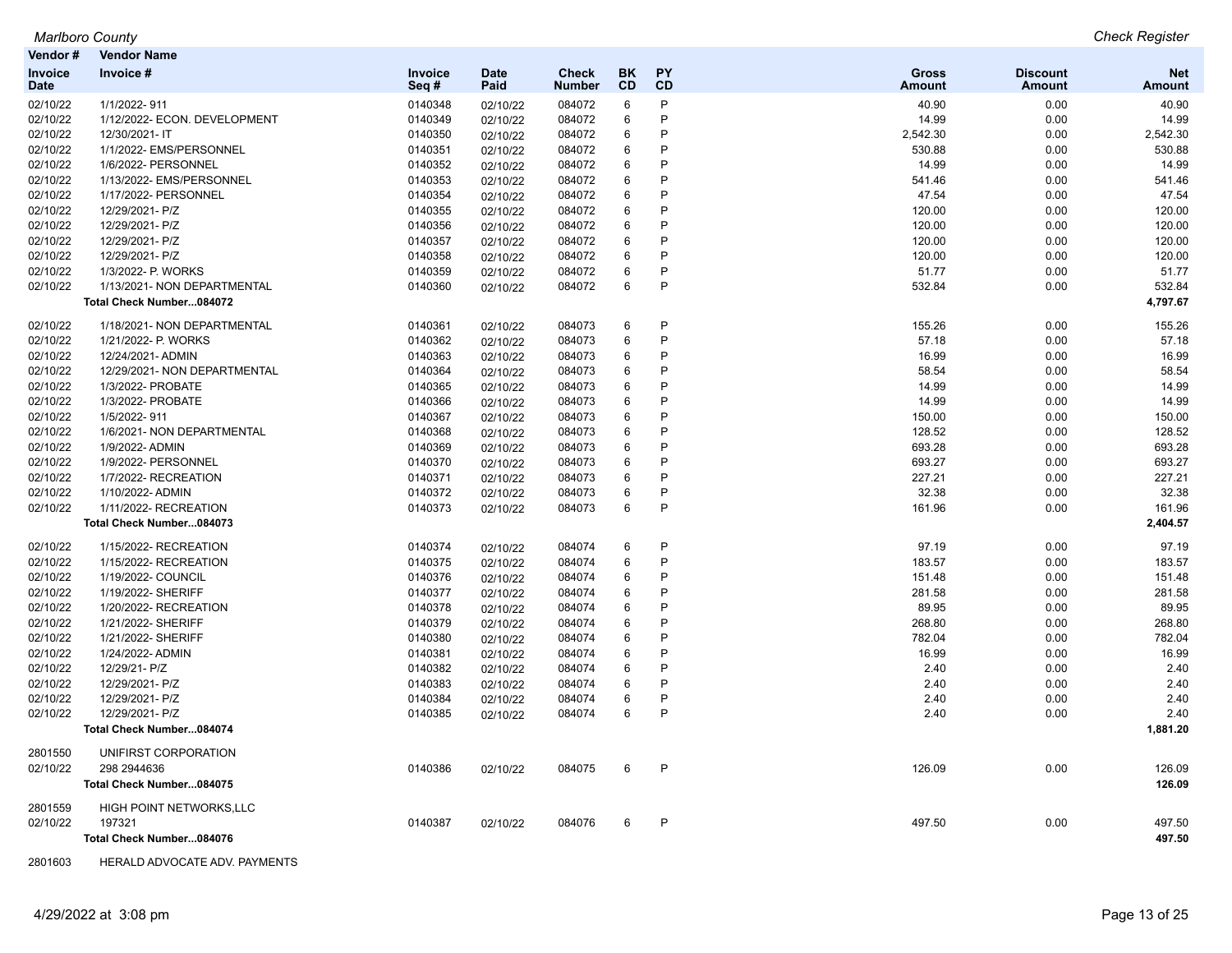| Vendor # | Vendor Name | | | | | | | | |
|---|---|---|---|---|---|---|---|---|---|
| Invoice Date | Invoice # | Invoice Seq # | Date Paid | Check Number | BK CD | PY CD | Gross Amount | Discount Amount | Net Amount |
| 02/10/22 | 1/1/2022- 911 | 0140348 | 02/10/22 | 084072 | 6 | P | 40.90 | 0.00 | 40.90 |
| 02/10/22 | 1/12/2022- ECON. DEVELOPMENT | 0140349 | 02/10/22 | 084072 | 6 | P | 14.99 | 0.00 | 14.99 |
| 02/10/22 | 12/30/2021- IT | 0140350 | 02/10/22 | 084072 | 6 | P | 2,542.30 | 0.00 | 2,542.30 |
| 02/10/22 | 1/1/2022- EMS/PERSONNEL | 0140351 | 02/10/22 | 084072 | 6 | P | 530.88 | 0.00 | 530.88 |
| 02/10/22 | 1/6/2022- PERSONNEL | 0140352 | 02/10/22 | 084072 | 6 | P | 14.99 | 0.00 | 14.99 |
| 02/10/22 | 1/13/2022- EMS/PERSONNEL | 0140353 | 02/10/22 | 084072 | 6 | P | 541.46 | 0.00 | 541.46 |
| 02/10/22 | 1/17/2022- PERSONNEL | 0140354 | 02/10/22 | 084072 | 6 | P | 47.54 | 0.00 | 47.54 |
| 02/10/22 | 12/29/2021- P/Z | 0140355 | 02/10/22 | 084072 | 6 | P | 120.00 | 0.00 | 120.00 |
| 02/10/22 | 12/29/2021- P/Z | 0140356 | 02/10/22 | 084072 | 6 | P | 120.00 | 0.00 | 120.00 |
| 02/10/22 | 12/29/2021- P/Z | 0140357 | 02/10/22 | 084072 | 6 | P | 120.00 | 0.00 | 120.00 |
| 02/10/22 | 12/29/2021- P/Z | 0140358 | 02/10/22 | 084072 | 6 | P | 120.00 | 0.00 | 120.00 |
| 02/10/22 | 1/3/2022- P. WORKS | 0140359 | 02/10/22 | 084072 | 6 | P | 51.77 | 0.00 | 51.77 |
| 02/10/22 | 1/13/2021- NON DEPARTMENTAL | 0140360 | 02/10/22 | 084072 | 6 | P | 532.84 | 0.00 | 532.84 |
| | **Total Check Number...084072** | | | | | | | | **4,797.67** |
| 02/10/22 | 1/18/2021- NON DEPARTMENTAL | 0140361 | 02/10/22 | 084073 | 6 | P | 155.26 | 0.00 | 155.26 |
| 02/10/22 | 1/21/2022- P. WORKS | 0140362 | 02/10/22 | 084073 | 6 | P | 57.18 | 0.00 | 57.18 |
| 02/10/22 | 12/24/2021- ADMIN | 0140363 | 02/10/22 | 084073 | 6 | P | 16.99 | 0.00 | 16.99 |
| 02/10/22 | 12/29/2021- NON DEPARTMENTAL | 0140364 | 02/10/22 | 084073 | 6 | P | 58.54 | 0.00 | 58.54 |
| 02/10/22 | 1/3/2022- PROBATE | 0140365 | 02/10/22 | 084073 | 6 | P | 14.99 | 0.00 | 14.99 |
| 02/10/22 | 1/3/2022- PROBATE | 0140366 | 02/10/22 | 084073 | 6 | P | 14.99 | 0.00 | 14.99 |
| 02/10/22 | 1/5/2022- 911 | 0140367 | 02/10/22 | 084073 | 6 | P | 150.00 | 0.00 | 150.00 |
| 02/10/22 | 1/6/2021- NON DEPARTMENTAL | 0140368 | 02/10/22 | 084073 | 6 | P | 128.52 | 0.00 | 128.52 |
| 02/10/22 | 1/9/2022- ADMIN | 0140369 | 02/10/22 | 084073 | 6 | P | 693.28 | 0.00 | 693.28 |
| 02/10/22 | 1/9/2022- PERSONNEL | 0140370 | 02/10/22 | 084073 | 6 | P | 693.27 | 0.00 | 693.27 |
| 02/10/22 | 1/7/2022- RECREATION | 0140371 | 02/10/22 | 084073 | 6 | P | 227.21 | 0.00 | 227.21 |
| 02/10/22 | 1/10/2022- ADMIN | 0140372 | 02/10/22 | 084073 | 6 | P | 32.38 | 0.00 | 32.38 |
| 02/10/22 | 1/11/2022- RECREATION | 0140373 | 02/10/22 | 084073 | 6 | P | 161.96 | 0.00 | 161.96 |
| | **Total Check Number...084073** | | | | | | | | **2,404.57** |
| 02/10/22 | 1/15/2022- RECREATION | 0140374 | 02/10/22 | 084074 | 6 | P | 97.19 | 0.00 | 97.19 |
| 02/10/22 | 1/15/2022- RECREATION | 0140375 | 02/10/22 | 084074 | 6 | P | 183.57 | 0.00 | 183.57 |
| 02/10/22 | 1/19/2022- COUNCIL | 0140376 | 02/10/22 | 084074 | 6 | P | 151.48 | 0.00 | 151.48 |
| 02/10/22 | 1/19/2022- SHERIFF | 0140377 | 02/10/22 | 084074 | 6 | P | 281.58 | 0.00 | 281.58 |
| 02/10/22 | 1/20/2022- RECREATION | 0140378 | 02/10/22 | 084074 | 6 | P | 89.95 | 0.00 | 89.95 |
| 02/10/22 | 1/21/2022- SHERIFF | 0140379 | 02/10/22 | 084074 | 6 | P | 268.80 | 0.00 | 268.80 |
| 02/10/22 | 1/21/2022- SHERIFF | 0140380 | 02/10/22 | 084074 | 6 | P | 782.04 | 0.00 | 782.04 |
| 02/10/22 | 1/24/2022- ADMIN | 0140381 | 02/10/22 | 084074 | 6 | P | 16.99 | 0.00 | 16.99 |
| 02/10/22 | 12/29/21- P/Z | 0140382 | 02/10/22 | 084074 | 6 | P | 2.40 | 0.00 | 2.40 |
| 02/10/22 | 12/29/2021- P/Z | 0140383 | 02/10/22 | 084074 | 6 | P | 2.40 | 0.00 | 2.40 |
| 02/10/22 | 12/29/2021- P/Z | 0140384 | 02/10/22 | 084074 | 6 | P | 2.40 | 0.00 | 2.40 |
| 02/10/22 | 12/29/2021- P/Z | 0140385 | 02/10/22 | 084074 | 6 | P | 2.40 | 0.00 | 2.40 |
| | **Total Check Number...084074** | | | | | | | | **1,881.20** |
| 2801550 | UNIFIRST CORPORATION | | | | | | | | |
| 02/10/22 | 298 2944636 | 0140386 | 02/10/22 | 084075 | 6 | P | 126.09 | 0.00 | 126.09 |
| | **Total Check Number...084075** | | | | | | | | **126.09** |
| 2801559 | HIGH POINT NETWORKS,LLC | | | | | | | | |
| 02/10/22 | 197321 | 0140387 | 02/10/22 | 084076 | 6 | P | 497.50 | 0.00 | 497.50 |
| | **Total Check Number...084076** | | | | | | | | **497.50** |
| 2801603 | HERALD ADVOCATE ADV. PAYMENTS | | | | | | | | |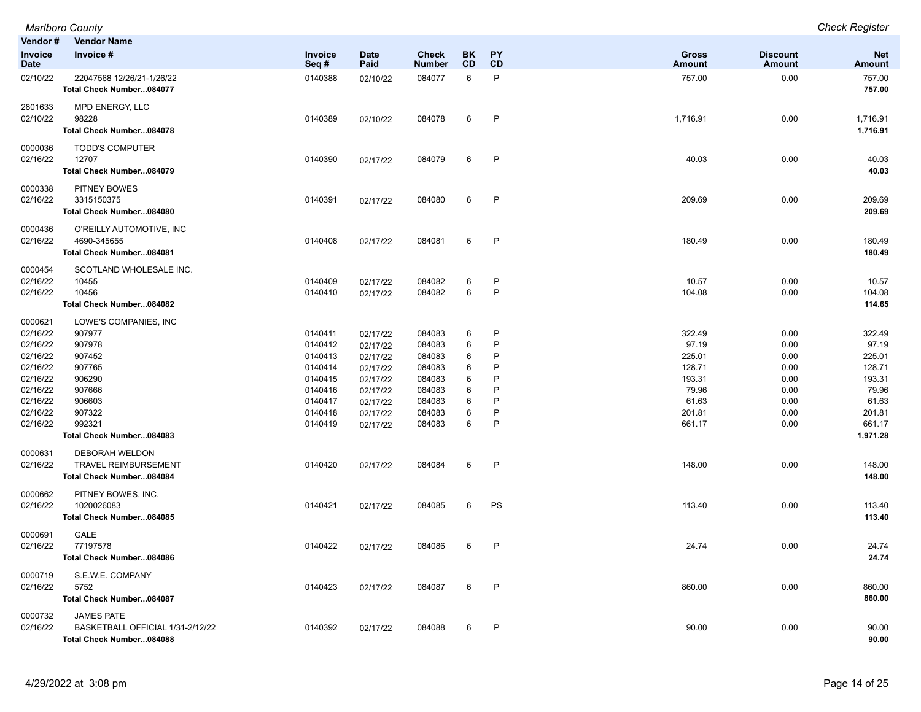| Vendor # / Invoice Date | Vendor Name / Invoice # | Invoice Seq # | Date Paid | Check Number | BK CD | PY CD | Gross Amount | Discount Amount | Net Amount |
|---|---|---|---|---|---|---|---|---|---|
| 02/10/22 | 22047568 12/26/21-1/26/22 | 0140388 | 02/10/22 | 084077 | 6 | P | 757.00 | 0.00 | 757.00 |
| | **Total Check Number...084077** | | | | | | | | **757.00** |
| 2801633 | MPD ENERGY, LLC | | | | | | | | |
| 02/10/22 | 98228 | 0140389 | 02/10/22 | 084078 | 6 | P | 1,716.91 | 0.00 | 1,716.91 |
| | **Total Check Number...084078** | | | | | | | | **1,716.91** |
| 0000036 | TODD'S COMPUTER | | | | | | | | |
| 02/16/22 | 12707 | 0140390 | 02/17/22 | 084079 | 6 | P | 40.03 | 0.00 | 40.03 |
| | **Total Check Number...084079** | | | | | | | | **40.03** |
| 0000338 | PITNEY BOWES | | | | | | | | |
| 02/16/22 | 3315150375 | 0140391 | 02/17/22 | 084080 | 6 | P | 209.69 | 0.00 | 209.69 |
| | **Total Check Number...084080** | | | | | | | | **209.69** |
| 0000436 | O'REILLY AUTOMOTIVE, INC | | | | | | | | |
| 02/16/22 | 4690-345655 | 0140408 | 02/17/22 | 084081 | 6 | P | 180.49 | 0.00 | 180.49 |
| | **Total Check Number...084081** | | | | | | | | **180.49** |
| 0000454 | SCOTLAND WHOLESALE INC. | | | | | | | | |
| 02/16/22 | 10455 | 0140409 | 02/17/22 | 084082 | 6 | P | 10.57 | 0.00 | 10.57 |
| 02/16/22 | 10456 | 0140410 | 02/17/22 | 084082 | 6 | P | 104.08 | 0.00 | 104.08 |
| | **Total Check Number...084082** | | | | | | | | **114.65** |
| 0000621 | LOWE'S COMPANIES, INC | | | | | | | | |
| 02/16/22 | 907977 | 0140411 | 02/17/22 | 084083 | 6 | P | 322.49 | 0.00 | 322.49 |
| 02/16/22 | 907978 | 0140412 | 02/17/22 | 084083 | 6 | P | 97.19 | 0.00 | 97.19 |
| 02/16/22 | 907452 | 0140413 | 02/17/22 | 084083 | 6 | P | 225.01 | 0.00 | 225.01 |
| 02/16/22 | 907765 | 0140414 | 02/17/22 | 084083 | 6 | P | 128.71 | 0.00 | 128.71 |
| 02/16/22 | 906290 | 0140415 | 02/17/22 | 084083 | 6 | P | 193.31 | 0.00 | 193.31 |
| 02/16/22 | 907666 | 0140416 | 02/17/22 | 084083 | 6 | P | 79.96 | 0.00 | 79.96 |
| 02/16/22 | 906603 | 0140417 | 02/17/22 | 084083 | 6 | P | 61.63 | 0.00 | 61.63 |
| 02/16/22 | 907322 | 0140418 | 02/17/22 | 084083 | 6 | P | 201.81 | 0.00 | 201.81 |
| 02/16/22 | 992321 | 0140419 | 02/17/22 | 084083 | 6 | P | 661.17 | 0.00 | 661.17 |
| | **Total Check Number...084083** | | | | | | | | **1,971.28** |
| 0000631 | DEBORAH WELDON | | | | | | | | |
| 02/16/22 | TRAVEL REIMBURSEMENT | 0140420 | 02/17/22 | 084084 | 6 | P | 148.00 | 0.00 | 148.00 |
| | **Total Check Number...084084** | | | | | | | | **148.00** |
| 0000662 | PITNEY BOWES, INC. | | | | | | | | |
| 02/16/22 | 1020026083 | 0140421 | 02/17/22 | 084085 | 6 | PS | 113.40 | 0.00 | 113.40 |
| | **Total Check Number...084085** | | | | | | | | **113.40** |
| 0000691 | GALE | | | | | | | | |
| 02/16/22 | 77197578 | 0140422 | 02/17/22 | 084086 | 6 | P | 24.74 | 0.00 | 24.74 |
| | **Total Check Number...084086** | | | | | | | | **24.74** |
| 0000719 | S.E.W.E. COMPANY | | | | | | | | |
| 02/16/22 | 5752 | 0140423 | 02/17/22 | 084087 | 6 | P | 860.00 | 0.00 | 860.00 |
| | **Total Check Number...084087** | | | | | | | | **860.00** |
| 0000732 | JAMES PATE | | | | | | | | |
| 02/16/22 | BASKETBALL OFFICIAL 1/31-2/12/22 | 0140392 | 02/17/22 | 084088 | 6 | P | 90.00 | 0.00 | 90.00 |
| | **Total Check Number...084088** | | | | | | | | **90.00** |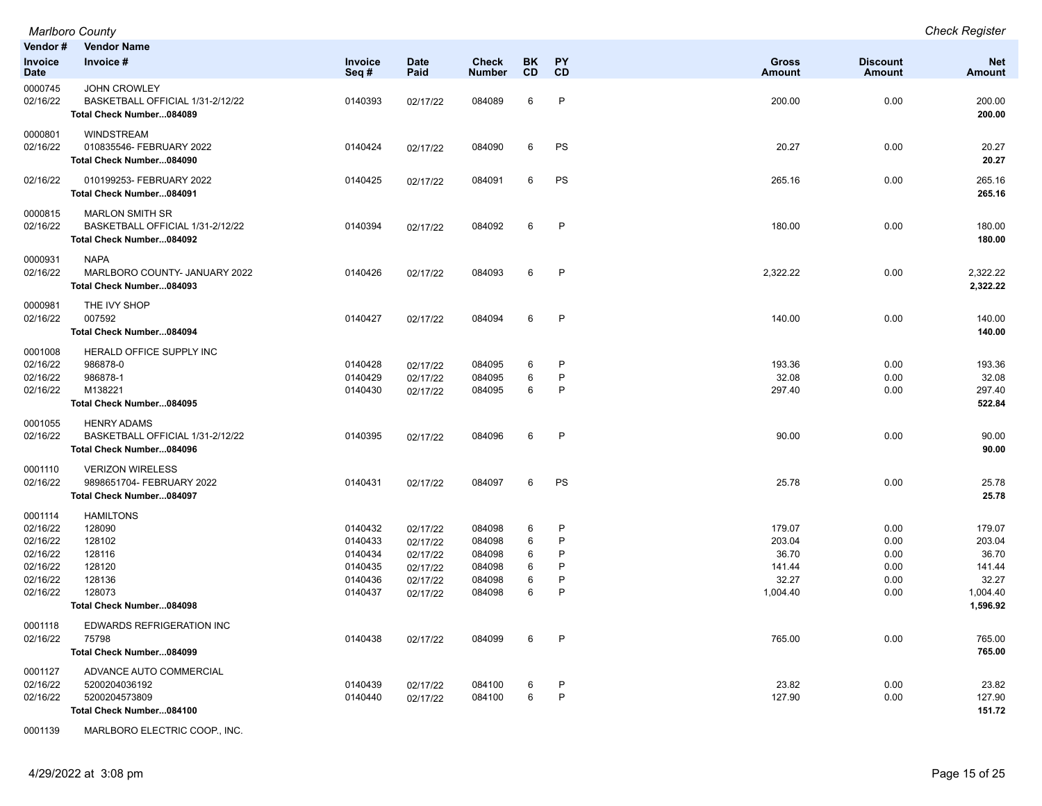| Vendor # / Invoice Date | Vendor Name / Invoice # | Invoice Seq # | Date Paid | Check Number | BK CD | PY CD | Gross Amount | Discount Amount | Net Amount |
|---|---|---|---|---|---|---|---|---|---|
| 0000745 | JOHN CROWLEY | | | | | | | | |
| 02/16/22 | BASKETBALL OFFICIAL 1/31-2/12/22 | 0140393 | 02/17/22 | 084089 | 6 | P | 200.00 | 0.00 | 200.00 |
| | **Total Check Number...084089** | | | | | | | | **200.00** |
| 0000801 | WINDSTREAM | | | | | | | | |
| 02/16/22 | 010835546- FEBRUARY 2022 | 0140424 | 02/17/22 | 084090 | 6 | PS | 20.27 | 0.00 | 20.27 |
| | **Total Check Number...084090** | | | | | | | | **20.27** |
| 02/16/22 | 010199253- FEBRUARY 2022 | 0140425 | 02/17/22 | 084091 | 6 | PS | 265.16 | 0.00 | 265.16 |
| | **Total Check Number...084091** | | | | | | | | **265.16** |
| 0000815 | MARLON SMITH SR | | | | | | | | |
| 02/16/22 | BASKETBALL OFFICIAL 1/31-2/12/22 | 0140394 | 02/17/22 | 084092 | 6 | P | 180.00 | 0.00 | 180.00 |
| | **Total Check Number...084092** | | | | | | | | **180.00** |
| 0000931 | NAPA | | | | | | | | |
| 02/16/22 | MARLBORO COUNTY- JANUARY 2022 | 0140426 | 02/17/22 | 084093 | 6 | P | 2,322.22 | 0.00 | 2,322.22 |
| | **Total Check Number...084093** | | | | | | | | **2,322.22** |
| 0000981 | THE IVY SHOP | | | | | | | | |
| 02/16/22 | 007592 | 0140427 | 02/17/22 | 084094 | 6 | P | 140.00 | 0.00 | 140.00 |
| | **Total Check Number...084094** | | | | | | | | **140.00** |
| 0001008 | HERALD OFFICE SUPPLY INC | | | | | | | | |
| 02/16/22 | 986878-0 | 0140428 | 02/17/22 | 084095 | 6 | P | 193.36 | 0.00 | 193.36 |
| 02/16/22 | 986878-1 | 0140429 | 02/17/22 | 084095 | 6 | P | 32.08 | 0.00 | 32.08 |
| 02/16/22 | M138221 | 0140430 | 02/17/22 | 084095 | 6 | P | 297.40 | 0.00 | 297.40 |
| | **Total Check Number...084095** | | | | | | | | **522.84** |
| 0001055 | HENRY ADAMS | | | | | | | | |
| 02/16/22 | BASKETBALL OFFICIAL 1/31-2/12/22 | 0140395 | 02/17/22 | 084096 | 6 | P | 90.00 | 0.00 | 90.00 |
| | **Total Check Number...084096** | | | | | | | | **90.00** |
| 0001110 | VERIZON WIRELESS | | | | | | | | |
| 02/16/22 | 9898651704- FEBRUARY 2022 | 0140431 | 02/17/22 | 084097 | 6 | PS | 25.78 | 0.00 | 25.78 |
| | **Total Check Number...084097** | | | | | | | | **25.78** |
| 0001114 | HAMILTONS | | | | | | | | |
| 02/16/22 | 128090 | 0140432 | 02/17/22 | 084098 | 6 | P | 179.07 | 0.00 | 179.07 |
| 02/16/22 | 128102 | 0140433 | 02/17/22 | 084098 | 6 | P | 203.04 | 0.00 | 203.04 |
| 02/16/22 | 128116 | 0140434 | 02/17/22 | 084098 | 6 | P | 36.70 | 0.00 | 36.70 |
| 02/16/22 | 128120 | 0140435 | 02/17/22 | 084098 | 6 | P | 141.44 | 0.00 | 141.44 |
| 02/16/22 | 128136 | 0140436 | 02/17/22 | 084098 | 6 | P | 32.27 | 0.00 | 32.27 |
| 02/16/22 | 128073 | 0140437 | 02/17/22 | 084098 | 6 | P | 1,004.40 | 0.00 | 1,004.40 |
| | **Total Check Number...084098** | | | | | | | | **1,596.92** |
| 0001118 | EDWARDS REFRIGERATION INC | | | | | | | | |
| 02/16/22 | 75798 | 0140438 | 02/17/22 | 084099 | 6 | P | 765.00 | 0.00 | 765.00 |
| | **Total Check Number...084099** | | | | | | | | **765.00** |
| 0001127 | ADVANCE AUTO COMMERCIAL | | | | | | | | |
| 02/16/22 | 5200204036192 | 0140439 | 02/17/22 | 084100 | 6 | P | 23.82 | 0.00 | 23.82 |
| 02/16/22 | 5200204573809 | 0140440 | 02/17/22 | 084100 | 6 | P | 127.90 | 0.00 | 127.90 |
| | **Total Check Number...084100** | | | | | | | | **151.72** |
| 0001139 | MARLBORO ELECTRIC COOP., INC. | | | | | | | | |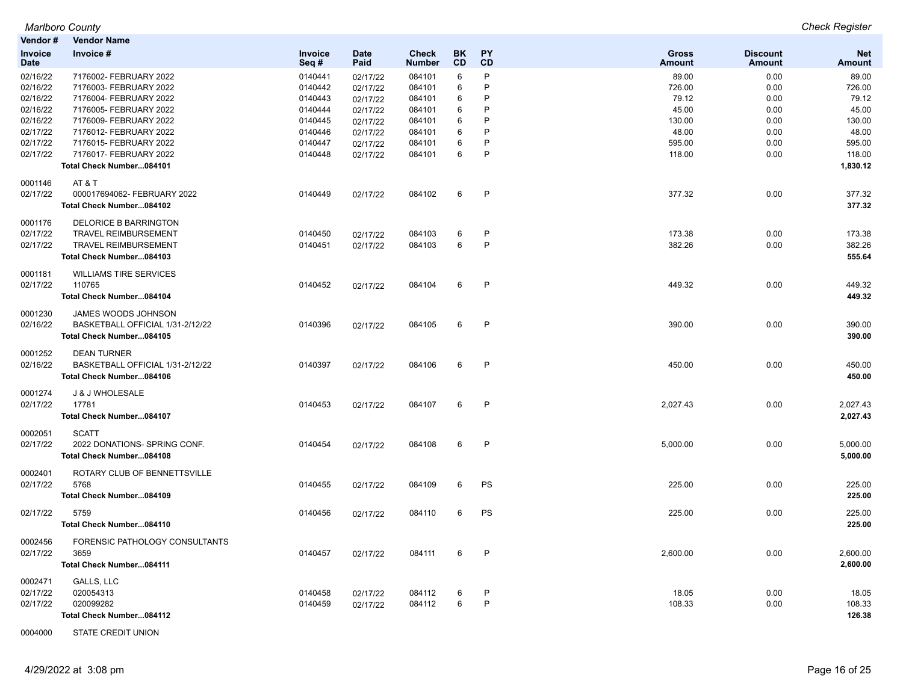| Vendor # / Invoice Date | Vendor Name / Invoice # | Invoice Seq # | Date Paid | Check Number | BK CD | PY CD | Gross Amount | Discount Amount | Net Amount |
|---|---|---|---|---|---|---|---|---|---|
| 02/16/22 | 7176002- FEBRUARY 2022 | 0140441 | 02/17/22 | 084101 | 6 | P | 89.00 | 0.00 | 89.00 |
| 02/16/22 | 7176003- FEBRUARY 2022 | 0140442 | 02/17/22 | 084101 | 6 | P | 726.00 | 0.00 | 726.00 |
| 02/16/22 | 7176004- FEBRUARY 2022 | 0140443 | 02/17/22 | 084101 | 6 | P | 79.12 | 0.00 | 79.12 |
| 02/16/22 | 7176005- FEBRUARY 2022 | 0140444 | 02/17/22 | 084101 | 6 | P | 45.00 | 0.00 | 45.00 |
| 02/16/22 | 7176009- FEBRUARY 2022 | 0140445 | 02/17/22 | 084101 | 6 | P | 130.00 | 0.00 | 130.00 |
| 02/17/22 | 7176012- FEBRUARY 2022 | 0140446 | 02/17/22 | 084101 | 6 | P | 48.00 | 0.00 | 48.00 |
| 02/17/22 | 7176015- FEBRUARY 2022 | 0140447 | 02/17/22 | 084101 | 6 | P | 595.00 | 0.00 | 595.00 |
| 02/17/22 | 7176017- FEBRUARY 2022 | 0140448 | 02/17/22 | 084101 | 6 | P | 118.00 | 0.00 | 118.00 |
| | **Total Check Number...084101** | | | | | | | | **1,830.12** |
| 0001146 | AT & T | | | | | | | | |
| 02/17/22 | 000017694062- FEBRUARY 2022 | 0140449 | 02/17/22 | 084102 | 6 | P | 377.32 | 0.00 | 377.32 |
| | **Total Check Number...084102** | | | | | | | | **377.32** |
| 0001176 | DELORICE B BARRINGTON | | | | | | | | |
| 02/17/22 | TRAVEL REIMBURSEMENT | 0140450 | 02/17/22 | 084103 | 6 | P | 173.38 | 0.00 | 173.38 |
| 02/17/22 | TRAVEL REIMBURSEMENT | 0140451 | 02/17/22 | 084103 | 6 | P | 382.26 | 0.00 | 382.26 |
| | **Total Check Number...084103** | | | | | | | | **555.64** |
| 0001181 | WILLIAMS TIRE SERVICES | | | | | | | | |
| 02/17/22 | 110765 | 0140452 | 02/17/22 | 084104 | 6 | P | 449.32 | 0.00 | 449.32 |
| | **Total Check Number...084104** | | | | | | | | **449.32** |
| 0001230 | JAMES WOODS JOHNSON | | | | | | | | |
| 02/16/22 | BASKETBALL OFFICIAL 1/31-2/12/22 | 0140396 | 02/17/22 | 084105 | 6 | P | 390.00 | 0.00 | 390.00 |
| | **Total Check Number...084105** | | | | | | | | **390.00** |
| 0001252 | DEAN TURNER | | | | | | | | |
| 02/16/22 | BASKETBALL OFFICIAL 1/31-2/12/22 | 0140397 | 02/17/22 | 084106 | 6 | P | 450.00 | 0.00 | 450.00 |
| | **Total Check Number...084106** | | | | | | | | **450.00** |
| 0001274 | J & J WHOLESALE | | | | | | | | |
| 02/17/22 | 17781 | 0140453 | 02/17/22 | 084107 | 6 | P | 2,027.43 | 0.00 | 2,027.43 |
| | **Total Check Number...084107** | | | | | | | | **2,027.43** |
| 0002051 | SCATT | | | | | | | | |
| 02/17/22 | 2022 DONATIONS- SPRING CONF. | 0140454 | 02/17/22 | 084108 | 6 | P | 5,000.00 | 0.00 | 5,000.00 |
| | **Total Check Number...084108** | | | | | | | | **5,000.00** |
| 0002401 | ROTARY CLUB OF BENNETTSVILLE | | | | | | | | |
| 02/17/22 | 5768 | 0140455 | 02/17/22 | 084109 | 6 | PS | 225.00 | 0.00 | 225.00 |
| | **Total Check Number...084109** | | | | | | | | **225.00** |
| 02/17/22 | 5759 | 0140456 | 02/17/22 | 084110 | 6 | PS | 225.00 | 0.00 | 225.00 |
| | **Total Check Number...084110** | | | | | | | | **225.00** |
| 0002456 | FORENSIC PATHOLOGY CONSULTANTS | | | | | | | | |
| 02/17/22 | 3659 | 0140457 | 02/17/22 | 084111 | 6 | P | 2,600.00 | 0.00 | 2,600.00 |
| | **Total Check Number...084111** | | | | | | | | **2,600.00** |
| 0002471 | GALLS, LLC | | | | | | | | |
| 02/17/22 | 020054313 | 0140458 | 02/17/22 | 084112 | 6 | P | 18.05 | 0.00 | 18.05 |
| 02/17/22 | 020099282 | 0140459 | 02/17/22 | 084112 | 6 | P | 108.33 | 0.00 | 108.33 |
| | **Total Check Number...084112** | | | | | | | | **126.38** |
| 0004000 | STATE CREDIT UNION | | | | | | | | |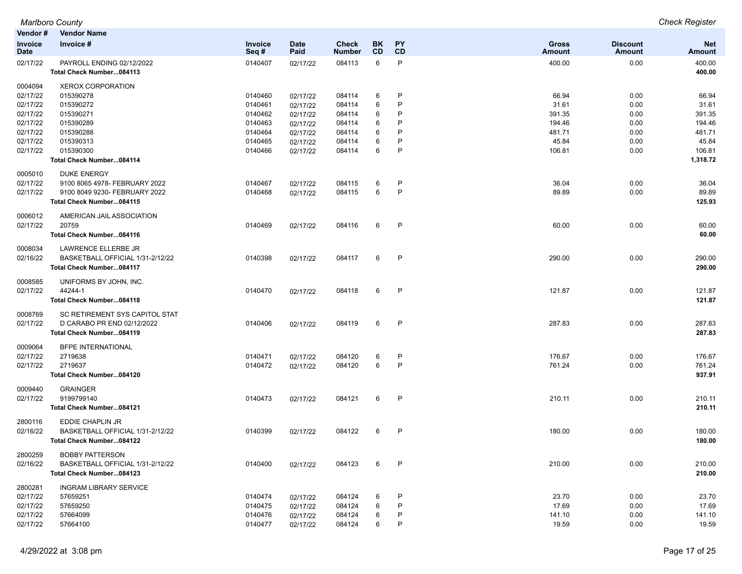| Vendor # | Vendor Name | | | | | | | | |
|---|---|---|---|---|---|---|---|---|---|
| Invoice Date | Invoice # | Invoice Seq # | Date Paid | Check Number | BK CD | PY CD | Gross Amount | Discount Amount | Net Amount |
| 02/17/22 | PAYROLL ENDING 02/12/2022 | 0140407 | 02/17/22 | 084113 | 6 | P | 400.00 | 0.00 | 400.00 |
| | **Total Check Number...084113** | | | | | | | | **400.00** |
| 0004094 | XEROX CORPORATION | | | | | | | | |
| 02/17/22 | 015390278 | 0140460 | 02/17/22 | 084114 | 6 | P | 66.94 | 0.00 | 66.94 |
| 02/17/22 | 015390272 | 0140461 | 02/17/22 | 084114 | 6 | P | 31.61 | 0.00 | 31.61 |
| 02/17/22 | 015390271 | 0140462 | 02/17/22 | 084114 | 6 | P | 391.35 | 0.00 | 391.35 |
| 02/17/22 | 015390289 | 0140463 | 02/17/22 | 084114 | 6 | P | 194.46 | 0.00 | 194.46 |
| 02/17/22 | 015390288 | 0140464 | 02/17/22 | 084114 | 6 | P | 481.71 | 0.00 | 481.71 |
| 02/17/22 | 015390313 | 0140465 | 02/17/22 | 084114 | 6 | P | 45.84 | 0.00 | 45.84 |
| 02/17/22 | 015390300 | 0140466 | 02/17/22 | 084114 | 6 | P | 106.81 | 0.00 | 106.81 |
| | **Total Check Number...084114** | | | | | | | | **1,318.72** |
| 0005010 | DUKE ENERGY | | | | | | | | |
| 02/17/22 | 9100 8065 4978- FEBRUARY 2022 | 0140467 | 02/17/22 | 084115 | 6 | P | 36.04 | 0.00 | 36.04 |
| 02/17/22 | 9100 8049 9230- FEBRUARY 2022 | 0140468 | 02/17/22 | 084115 | 6 | P | 89.89 | 0.00 | 89.89 |
| | **Total Check Number...084115** | | | | | | | | **125.93** |
| 0006012 | AMERICAN JAIL ASSOCIATION | | | | | | | | |
| 02/17/22 | 20759 | 0140469 | 02/17/22 | 084116 | 6 | P | 60.00 | 0.00 | 60.00 |
| | **Total Check Number...084116** | | | | | | | | **60.00** |
| 0008034 | LAWRENCE ELLERBE JR | | | | | | | | |
| 02/16/22 | BASKETBALL OFFICIAL 1/31-2/12/22 | 0140398 | 02/17/22 | 084117 | 6 | P | 290.00 | 0.00 | 290.00 |
| | **Total Check Number...084117** | | | | | | | | **290.00** |
| 0008585 | UNIFORMS BY JOHN, INC. | | | | | | | | |
| 02/17/22 | 44244-1 | 0140470 | 02/17/22 | 084118 | 6 | P | 121.87 | 0.00 | 121.87 |
| | **Total Check Number...084118** | | | | | | | | **121.87** |
| 0008769 | SC RETIREMENT SYS CAPITOL STAT | | | | | | | | |
| 02/17/22 | D CARABO PR END 02/12/2022 | 0140406 | 02/17/22 | 084119 | 6 | P | 287.83 | 0.00 | 287.83 |
| | **Total Check Number...084119** | | | | | | | | **287.83** |
| 0009064 | BFPE INTERNATIONAL | | | | | | | | |
| 02/17/22 | 2719638 | 0140471 | 02/17/22 | 084120 | 6 | P | 176.67 | 0.00 | 176.67 |
| 02/17/22 | 2719637 | 0140472 | 02/17/22 | 084120 | 6 | P | 761.24 | 0.00 | 761.24 |
| | **Total Check Number...084120** | | | | | | | | **937.91** |
| 0009440 | GRAINGER | | | | | | | | |
| 02/17/22 | 9199799140 | 0140473 | 02/17/22 | 084121 | 6 | P | 210.11 | 0.00 | 210.11 |
| | **Total Check Number...084121** | | | | | | | | **210.11** |
| 2800116 | EDDIE CHAPLIN JR | | | | | | | | |
| 02/16/22 | BASKETBALL OFFICIAL 1/31-2/12/22 | 0140399 | 02/17/22 | 084122 | 6 | P | 180.00 | 0.00 | 180.00 |
| | **Total Check Number...084122** | | | | | | | | **180.00** |
| 2800259 | BOBBY PATTERSON | | | | | | | | |
| 02/16/22 | BASKETBALL OFFICIAL 1/31-2/12/22 | 0140400 | 02/17/22 | 084123 | 6 | P | 210.00 | 0.00 | 210.00 |
| | **Total Check Number...084123** | | | | | | | | **210.00** |
| 2800281 | INGRAM LIBRARY SERVICE | | | | | | | | |
| 02/17/22 | 57659251 | 0140474 | 02/17/22 | 084124 | 6 | P | 23.70 | 0.00 | 23.70 |
| 02/17/22 | 57659250 | 0140475 | 02/17/22 | 084124 | 6 | P | 17.69 | 0.00 | 17.69 |
| 02/17/22 | 57664099 | 0140476 | 02/17/22 | 084124 | 6 | P | 141.10 | 0.00 | 141.10 |
| 02/17/22 | 57664100 | 0140477 | 02/17/22 | 084124 | 6 | P | 19.59 | 0.00 | 19.59 |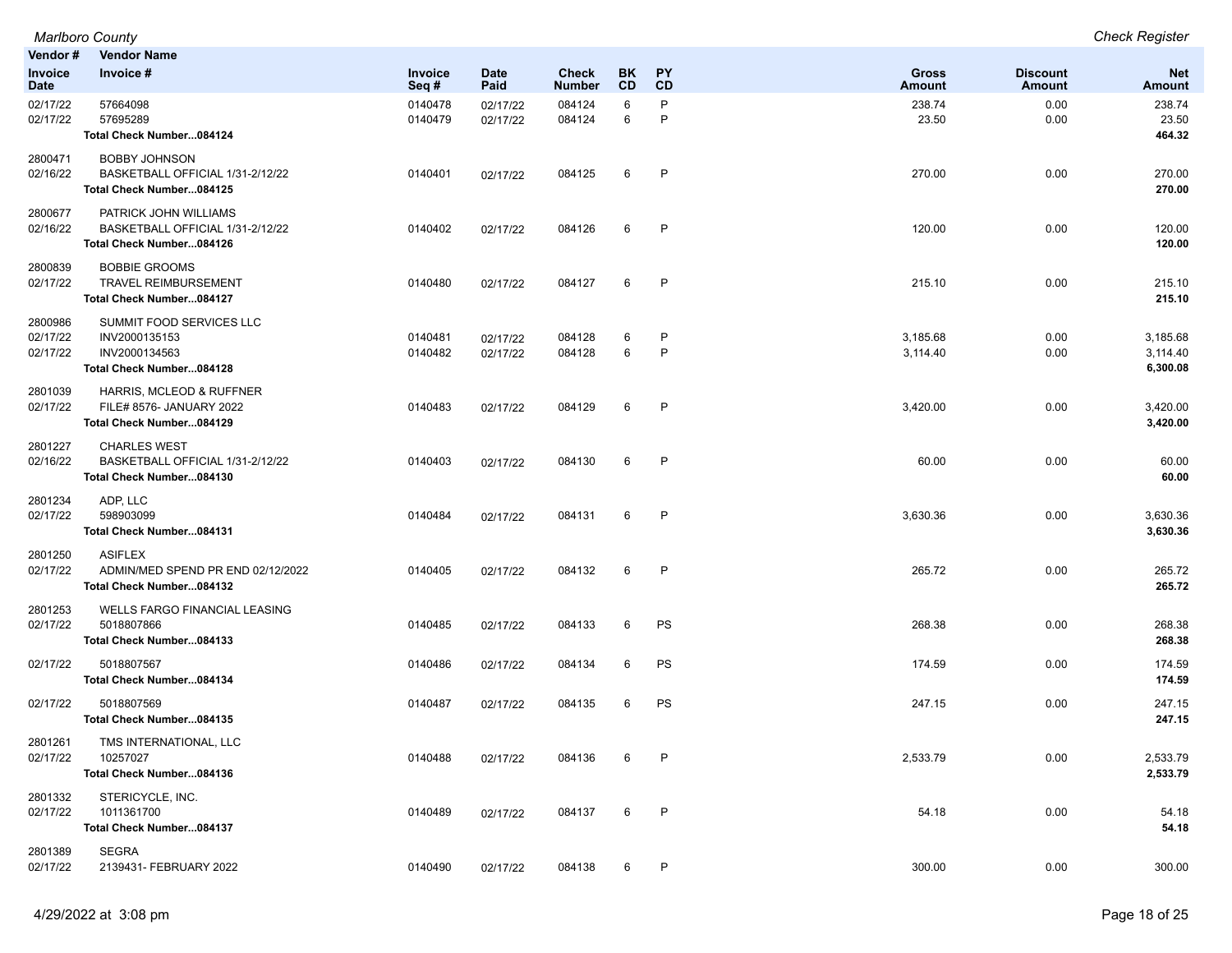| Vendor # / Invoice Date | Vendor Name / Invoice # | Invoice Seq # | Date Paid | Check Number | BK CD | PY CD | Gross Amount | Discount Amount | Net Amount |
|---|---|---|---|---|---|---|---|---|---|
| 02/17/22 | 57664098 | 0140478 | 02/17/22 | 084124 | 6 | P | 238.74 | 0.00 | 238.74 |
| 02/17/22 | 57695289 | 0140479 | 02/17/22 | 084124 | 6 | P | 23.50 | 0.00 | 23.50 |
| | **Total Check Number...084124** | | | | | | | | **464.32** |
| 2800471 | BOBBY JOHNSON | | | | | | | | |
| 02/16/22 | BASKETBALL OFFICIAL 1/31-2/12/22 | 0140401 | 02/17/22 | 084125 | 6 | P | 270.00 | 0.00 | 270.00 |
| | **Total Check Number...084125** | | | | | | | | **270.00** |
| 2800677 | PATRICK JOHN WILLIAMS | | | | | | | | |
| 02/16/22 | BASKETBALL OFFICIAL 1/31-2/12/22 | 0140402 | 02/17/22 | 084126 | 6 | P | 120.00 | 0.00 | 120.00 |
| | **Total Check Number...084126** | | | | | | | | **120.00** |
| 2800839 | BOBBIE GROOMS | | | | | | | | |
| 02/17/22 | TRAVEL REIMBURSEMENT | 0140480 | 02/17/22 | 084127 | 6 | P | 215.10 | 0.00 | 215.10 |
| | **Total Check Number...084127** | | | | | | | | **215.10** |
| 2800986 | SUMMIT FOOD SERVICES LLC | | | | | | | | |
| 02/17/22 | INV2000135153 | 0140481 | 02/17/22 | 084128 | 6 | P | 3,185.68 | 0.00 | 3,185.68 |
| 02/17/22 | INV2000134563 | 0140482 | 02/17/22 | 084128 | 6 | P | 3,114.40 | 0.00 | 3,114.40 |
| | **Total Check Number...084128** | | | | | | | | **6,300.08** |
| 2801039 | HARRIS, MCLEOD & RUFFNER | | | | | | | | |
| 02/17/22 | FILE# 8576- JANUARY 2022 | 0140483 | 02/17/22 | 084129 | 6 | P | 3,420.00 | 0.00 | 3,420.00 |
| | **Total Check Number...084129** | | | | | | | | **3,420.00** |
| 2801227 | CHARLES WEST | | | | | | | | |
| 02/16/22 | BASKETBALL OFFICIAL 1/31-2/12/22 | 0140403 | 02/17/22 | 084130 | 6 | P | 60.00 | 0.00 | 60.00 |
| | **Total Check Number...084130** | | | | | | | | **60.00** |
| 2801234 | ADP, LLC | | | | | | | | |
| 02/17/22 | 598903099 | 0140484 | 02/17/22 | 084131 | 6 | P | 3,630.36 | 0.00 | 3,630.36 |
| | **Total Check Number...084131** | | | | | | | | **3,630.36** |
| 2801250 | ASIFLEX | | | | | | | | |
| 02/17/22 | ADMIN/MED SPEND PR END 02/12/2022 | 0140405 | 02/17/22 | 084132 | 6 | P | 265.72 | 0.00 | 265.72 |
| | **Total Check Number...084132** | | | | | | | | **265.72** |
| 2801253 | WELLS FARGO FINANCIAL LEASING | | | | | | | | |
| 02/17/22 | 5018807866 | 0140485 | 02/17/22 | 084133 | 6 | PS | 268.38 | 0.00 | 268.38 |
| | **Total Check Number...084133** | | | | | | | | **268.38** |
| 02/17/22 | 5018807567 | 0140486 | 02/17/22 | 084134 | 6 | PS | 174.59 | 0.00 | 174.59 |
| | **Total Check Number...084134** | | | | | | | | **174.59** |
| 02/17/22 | 5018807569 | 0140487 | 02/17/22 | 084135 | 6 | PS | 247.15 | 0.00 | 247.15 |
| | **Total Check Number...084135** | | | | | | | | **247.15** |
| 2801261 | TMS INTERNATIONAL, LLC | | | | | | | | |
| 02/17/22 | 10257027 | 0140488 | 02/17/22 | 084136 | 6 | P | 2,533.79 | 0.00 | 2,533.79 |
| | **Total Check Number...084136** | | | | | | | | **2,533.79** |
| 2801332 | STERICYCLE, INC. | | | | | | | | |
| 02/17/22 | 1011361700 | 0140489 | 02/17/22 | 084137 | 6 | P | 54.18 | 0.00 | 54.18 |
| | **Total Check Number...084137** | | | | | | | | **54.18** |
| 2801389 | SEGRA | | | | | | | | |
| 02/17/22 | 2139431- FEBRUARY 2022 | 0140490 | 02/17/22 | 084138 | 6 | P | 300.00 | 0.00 | 300.00 |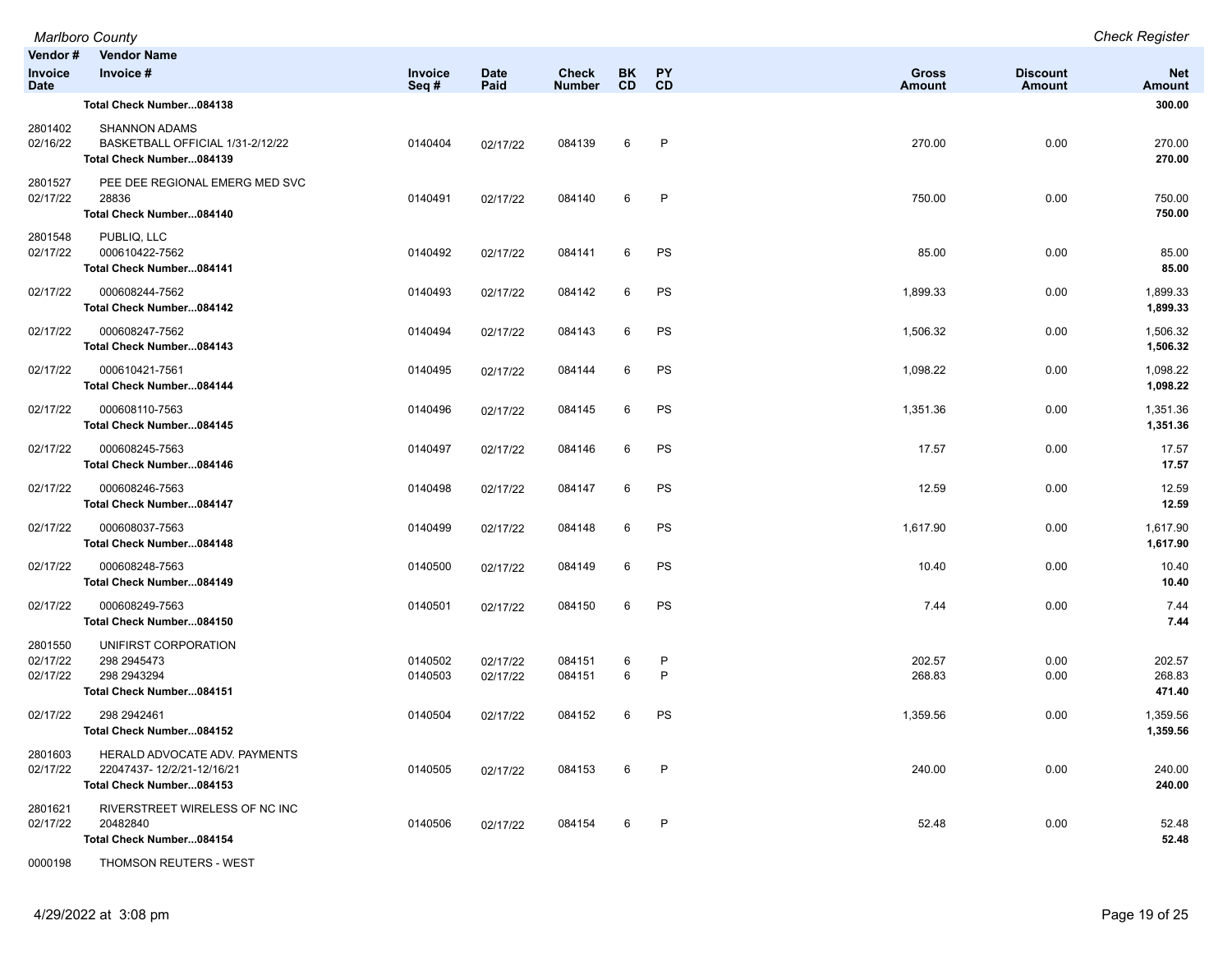| Vendor # / Invoice Date | Vendor Name / Invoice # | Invoice Seq # | Date Paid | Check Number | BK CD | PY CD | Gross Amount | Discount Amount | Net Amount |
|---|---|---|---|---|---|---|---|---|---|
| | **Total Check Number...084138** | | | | | | | | **300.00** |
| 2801402 | SHANNON ADAMS | | | | | | | | |
| 02/16/22 | BASKETBALL OFFICIAL 1/31-2/12/22 | 0140404 | 02/17/22 | 084139 | 6 | P | 270.00 | 0.00 | 270.00 |
| | **Total Check Number...084139** | | | | | | | | **270.00** |
| 2801527 | PEE DEE REGIONAL EMERG MED SVC | | | | | | | | |
| 02/17/22 | 28836 | 0140491 | 02/17/22 | 084140 | 6 | P | 750.00 | 0.00 | 750.00 |
| | **Total Check Number...084140** | | | | | | | | **750.00** |
| 2801548 | PUBLIQ, LLC | | | | | | | | |
| 02/17/22 | 000610422-7562 | 0140492 | 02/17/22 | 084141 | 6 | PS | 85.00 | 0.00 | 85.00 |
| | **Total Check Number...084141** | | | | | | | | **85.00** |
| 02/17/22 | 000608244-7562 | 0140493 | 02/17/22 | 084142 | 6 | PS | 1,899.33 | 0.00 | 1,899.33 |
| | **Total Check Number...084142** | | | | | | | | **1,899.33** |
| 02/17/22 | 000608247-7562 | 0140494 | 02/17/22 | 084143 | 6 | PS | 1,506.32 | 0.00 | 1,506.32 |
| | **Total Check Number...084143** | | | | | | | | **1,506.32** |
| 02/17/22 | 000610421-7561 | 0140495 | 02/17/22 | 084144 | 6 | PS | 1,098.22 | 0.00 | 1,098.22 |
| | **Total Check Number...084144** | | | | | | | | **1,098.22** |
| 02/17/22 | 000608110-7563 | 0140496 | 02/17/22 | 084145 | 6 | PS | 1,351.36 | 0.00 | 1,351.36 |
| | **Total Check Number...084145** | | | | | | | | **1,351.36** |
| 02/17/22 | 000608245-7563 | 0140497 | 02/17/22 | 084146 | 6 | PS | 17.57 | 0.00 | 17.57 |
| | **Total Check Number...084146** | | | | | | | | **17.57** |
| 02/17/22 | 000608246-7563 | 0140498 | 02/17/22 | 084147 | 6 | PS | 12.59 | 0.00 | 12.59 |
| | **Total Check Number...084147** | | | | | | | | **12.59** |
| 02/17/22 | 000608037-7563 | 0140499 | 02/17/22 | 084148 | 6 | PS | 1,617.90 | 0.00 | 1,617.90 |
| | **Total Check Number...084148** | | | | | | | | **1,617.90** |
| 02/17/22 | 000608248-7563 | 0140500 | 02/17/22 | 084149 | 6 | PS | 10.40 | 0.00 | 10.40 |
| | **Total Check Number...084149** | | | | | | | | **10.40** |
| 02/17/22 | 000608249-7563 | 0140501 | 02/17/22 | 084150 | 6 | PS | 7.44 | 0.00 | 7.44 |
| | **Total Check Number...084150** | | | | | | | | **7.44** |
| 2801550 | UNIFIRST CORPORATION | | | | | | | | |
| 02/17/22 | 298 2945473 | 0140502 | 02/17/22 | 084151 | 6 | P | 202.57 | 0.00 | 202.57 |
| 02/17/22 | 298 2943294 | 0140503 | 02/17/22 | 084151 | 6 | P | 268.83 | 0.00 | 268.83 |
| | **Total Check Number...084151** | | | | | | | | **471.40** |
| 02/17/22 | 298 2942461 | 0140504 | 02/17/22 | 084152 | 6 | PS | 1,359.56 | 0.00 | 1,359.56 |
| | **Total Check Number...084152** | | | | | | | | **1,359.56** |
| 2801603 | HERALD ADVOCATE ADV. PAYMENTS | | | | | | | | |
| 02/17/22 | 22047437- 12/2/21-12/16/21 | 0140505 | 02/17/22 | 084153 | 6 | P | 240.00 | 0.00 | 240.00 |
| | **Total Check Number...084153** | | | | | | | | **240.00** |
| 2801621 | RIVERSTREET WIRELESS OF NC INC | | | | | | | | |
| 02/17/22 | 20482840 | 0140506 | 02/17/22 | 084154 | 6 | P | 52.48 | 0.00 | 52.48 |
| | **Total Check Number...084154** | | | | | | | | **52.48** |
| 0000198 | THOMSON REUTERS - WEST | | | | | | | | |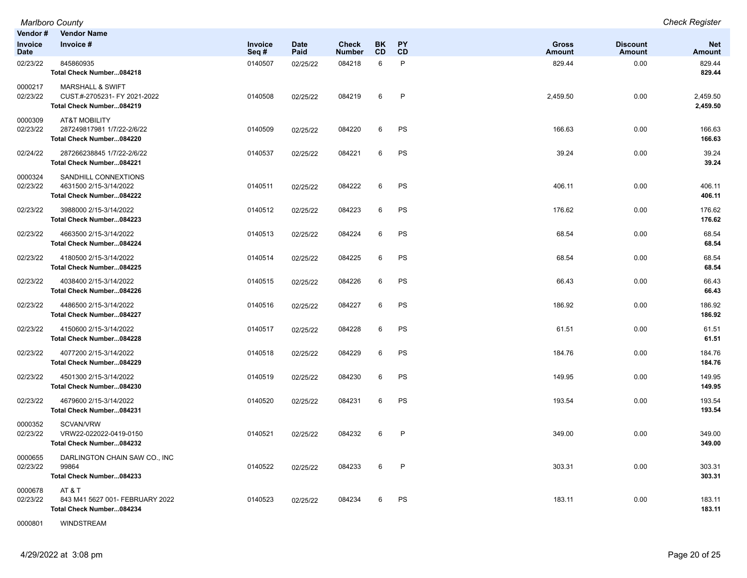| Vendor # / Invoice Date | Vendor Name / Invoice # | Invoice Seq # | Date Paid | Check Number | BK CD | PY CD | Gross Amount | Discount Amount | Net Amount |
|---|---|---|---|---|---|---|---|---|---|
| 02/23/22 | 845860935 | 0140507 | 02/25/22 | 084218 | 6 | P | 829.44 | 0.00 | 829.44 |
| | **Total Check Number...084218** | | | | | | | | **829.44** |
| 0000217 | MARSHALL & SWIFT | | | | | | | | |
| 02/23/22 | CUST.#-2705231- FY 2021-2022 | 0140508 | 02/25/22 | 084219 | 6 | P | 2,459.50 | 0.00 | 2,459.50 |
| | **Total Check Number...084219** | | | | | | | | **2,459.50** |
| 0000309 | AT&T MOBILITY | | | | | | | | |
| 02/23/22 | 287249817981 1/7/22-2/6/22 | 0140509 | 02/25/22 | 084220 | 6 | PS | 166.63 | 0.00 | 166.63 |
| | **Total Check Number...084220** | | | | | | | | **166.63** |
| 02/24/22 | 287266238845 1/7/22-2/6/22 | 0140537 | 02/25/22 | 084221 | 6 | PS | 39.24 | 0.00 | 39.24 |
| | **Total Check Number...084221** | | | | | | | | **39.24** |
| 0000324 | SANDHILL CONNEXTIONS | | | | | | | | |
| 02/23/22 | 4631500 2/15-3/14/2022 | 0140511 | 02/25/22 | 084222 | 6 | PS | 406.11 | 0.00 | 406.11 |
| | **Total Check Number...084222** | | | | | | | | **406.11** |
| 02/23/22 | 3988000 2/15-3/14/2022 | 0140512 | 02/25/22 | 084223 | 6 | PS | 176.62 | 0.00 | 176.62 |
| | **Total Check Number...084223** | | | | | | | | **176.62** |
| 02/23/22 | 4663500 2/15-3/14/2022 | 0140513 | 02/25/22 | 084224 | 6 | PS | 68.54 | 0.00 | 68.54 |
| | **Total Check Number...084224** | | | | | | | | **68.54** |
| 02/23/22 | 4180500 2/15-3/14/2022 | 0140514 | 02/25/22 | 084225 | 6 | PS | 68.54 | 0.00 | 68.54 |
| | **Total Check Number...084225** | | | | | | | | **68.54** |
| 02/23/22 | 4038400 2/15-3/14/2022 | 0140515 | 02/25/22 | 084226 | 6 | PS | 66.43 | 0.00 | 66.43 |
| | **Total Check Number...084226** | | | | | | | | **66.43** |
| 02/23/22 | 4486500 2/15-3/14/2022 | 0140516 | 02/25/22 | 084227 | 6 | PS | 186.92 | 0.00 | 186.92 |
| | **Total Check Number...084227** | | | | | | | | **186.92** |
| 02/23/22 | 4150600 2/15-3/14/2022 | 0140517 | 02/25/22 | 084228 | 6 | PS | 61.51 | 0.00 | 61.51 |
| | **Total Check Number...084228** | | | | | | | | **61.51** |
| 02/23/22 | 4077200 2/15-3/14/2022 | 0140518 | 02/25/22 | 084229 | 6 | PS | 184.76 | 0.00 | 184.76 |
| | **Total Check Number...084229** | | | | | | | | **184.76** |
| 02/23/22 | 4501300 2/15-3/14/2022 | 0140519 | 02/25/22 | 084230 | 6 | PS | 149.95 | 0.00 | 149.95 |
| | **Total Check Number...084230** | | | | | | | | **149.95** |
| 02/23/22 | 4679600 2/15-3/14/2022 | 0140520 | 02/25/22 | 084231 | 6 | PS | 193.54 | 0.00 | 193.54 |
| | **Total Check Number...084231** | | | | | | | | **193.54** |
| 0000352 | SCVAN/VRW | | | | | | | | |
| 02/23/22 | VRW22-022022-0419-0150 | 0140521 | 02/25/22 | 084232 | 6 | P | 349.00 | 0.00 | 349.00 |
| | **Total Check Number...084232** | | | | | | | | **349.00** |
| 0000655 | DARLINGTON CHAIN SAW CO., INC | | | | | | | | |
| 02/23/22 | 99864 | 0140522 | 02/25/22 | 084233 | 6 | P | 303.31 | 0.00 | 303.31 |
| | **Total Check Number...084233** | | | | | | | | **303.31** |
| 0000678 | AT & T | | | | | | | | |
| 02/23/22 | 843 M41 5627 001- FEBRUARY 2022 | 0140523 | 02/25/22 | 084234 | 6 | PS | 183.11 | 0.00 | 183.11 |
| | **Total Check Number...084234** | | | | | | | | **183.11** |
| 0000801 | WINDSTREAM | | | | | | | | |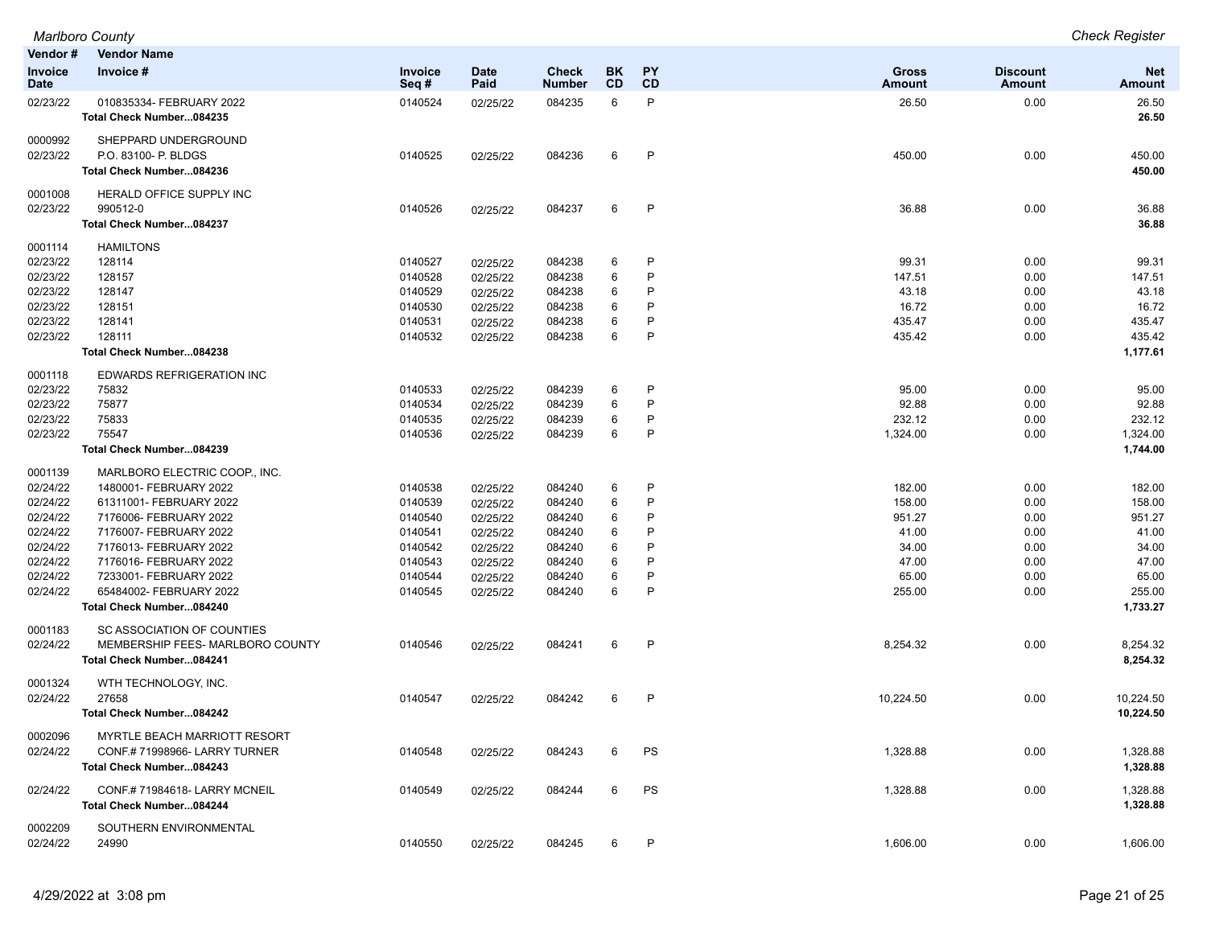| Vendor # / Invoice Date | Vendor Name / Invoice # | Invoice Seq # | Date Paid | Check Number | BK CD | PY CD | Gross Amount | Discount Amount | Net Amount |
|---|---|---|---|---|---|---|---|---|---|
| 02/23/22 | 010835334- FEBRUARY 2022 | 0140524 | 02/25/22 | 084235 | 6 | P | 26.50 | 0.00 | 26.50 |
| | **Total Check Number...084235** | | | | | | | | **26.50** |
| 0000992 | SHEPPARD UNDERGROUND | | | | | | | | |
| 02/23/22 | P.O. 83100- P. BLDGS | 0140525 | 02/25/22 | 084236 | 6 | P | 450.00 | 0.00 | 450.00 |
| | **Total Check Number...084236** | | | | | | | | **450.00** |
| 0001008 | HERALD OFFICE SUPPLY INC | | | | | | | | |
| 02/23/22 | 990512-0 | 0140526 | 02/25/22 | 084237 | 6 | P | 36.88 | 0.00 | 36.88 |
| | **Total Check Number...084237** | | | | | | | | **36.88** |
| 0001114 | HAMILTONS | | | | | | | | |
| 02/23/22 | 128114 | 0140527 | 02/25/22 | 084238 | 6 | P | 99.31 | 0.00 | 99.31 |
| 02/23/22 | 128157 | 0140528 | 02/25/22 | 084238 | 6 | P | 147.51 | 0.00 | 147.51 |
| 02/23/22 | 128147 | 0140529 | 02/25/22 | 084238 | 6 | P | 43.18 | 0.00 | 43.18 |
| 02/23/22 | 128151 | 0140530 | 02/25/22 | 084238 | 6 | P | 16.72 | 0.00 | 16.72 |
| 02/23/22 | 128141 | 0140531 | 02/25/22 | 084238 | 6 | P | 435.47 | 0.00 | 435.47 |
| 02/23/22 | 128111 | 0140532 | 02/25/22 | 084238 | 6 | P | 435.42 | 0.00 | 435.42 |
| | **Total Check Number...084238** | | | | | | | | **1,177.61** |
| 0001118 | EDWARDS REFRIGERATION INC | | | | | | | | |
| 02/23/22 | 75832 | 0140533 | 02/25/22 | 084239 | 6 | P | 95.00 | 0.00 | 95.00 |
| 02/23/22 | 75877 | 0140534 | 02/25/22 | 084239 | 6 | P | 92.88 | 0.00 | 92.88 |
| 02/23/22 | 75833 | 0140535 | 02/25/22 | 084239 | 6 | P | 232.12 | 0.00 | 232.12 |
| 02/23/22 | 75547 | 0140536 | 02/25/22 | 084239 | 6 | P | 1,324.00 | 0.00 | 1,324.00 |
| | **Total Check Number...084239** | | | | | | | | **1,744.00** |
| 0001139 | MARLBORO ELECTRIC COOP., INC. | | | | | | | | |
| 02/24/22 | 1480001- FEBRUARY 2022 | 0140538 | 02/25/22 | 084240 | 6 | P | 182.00 | 0.00 | 182.00 |
| 02/24/22 | 61311001- FEBRUARY 2022 | 0140539 | 02/25/22 | 084240 | 6 | P | 158.00 | 0.00 | 158.00 |
| 02/24/22 | 7176006- FEBRUARY 2022 | 0140540 | 02/25/22 | 084240 | 6 | P | 951.27 | 0.00 | 951.27 |
| 02/24/22 | 7176007- FEBRUARY 2022 | 0140541 | 02/25/22 | 084240 | 6 | P | 41.00 | 0.00 | 41.00 |
| 02/24/22 | 7176013- FEBRUARY 2022 | 0140542 | 02/25/22 | 084240 | 6 | P | 34.00 | 0.00 | 34.00 |
| 02/24/22 | 7176016- FEBRUARY 2022 | 0140543 | 02/25/22 | 084240 | 6 | P | 47.00 | 0.00 | 47.00 |
| 02/24/22 | 7233001- FEBRUARY 2022 | 0140544 | 02/25/22 | 084240 | 6 | P | 65.00 | 0.00 | 65.00 |
| 02/24/22 | 65484002- FEBRUARY 2022 | 0140545 | 02/25/22 | 084240 | 6 | P | 255.00 | 0.00 | 255.00 |
| | **Total Check Number...084240** | | | | | | | | **1,733.27** |
| 0001183 | SC ASSOCIATION OF COUNTIES | | | | | | | | |
| 02/24/22 | MEMBERSHIP FEES- MARLBORO COUNTY | 0140546 | 02/25/22 | 084241 | 6 | P | 8,254.32 | 0.00 | 8,254.32 |
| | **Total Check Number...084241** | | | | | | | | **8,254.32** |
| 0001324 | WTH TECHNOLOGY, INC. | | | | | | | | |
| 02/24/22 | 27658 | 0140547 | 02/25/22 | 084242 | 6 | P | 10,224.50 | 0.00 | 10,224.50 |
| | **Total Check Number...084242** | | | | | | | | **10,224.50** |
| 0002096 | MYRTLE BEACH MARRIOTT RESORT | | | | | | | | |
| 02/24/22 | CONF.# 71998966- LARRY TURNER | 0140548 | 02/25/22 | 084243 | 6 | PS | 1,328.88 | 0.00 | 1,328.88 |
| | **Total Check Number...084243** | | | | | | | | **1,328.88** |
| 02/24/22 | CONF.# 71984618- LARRY MCNEIL | 0140549 | 02/25/22 | 084244 | 6 | PS | 1,328.88 | 0.00 | 1,328.88 |
| | **Total Check Number...084244** | | | | | | | | **1,328.88** |
| 0002209 | SOUTHERN ENVIRONMENTAL | | | | | | | | |
| 02/24/22 | 24990 | 0140550 | 02/25/22 | 084245 | 6 | P | 1,606.00 | 0.00 | 1,606.00 |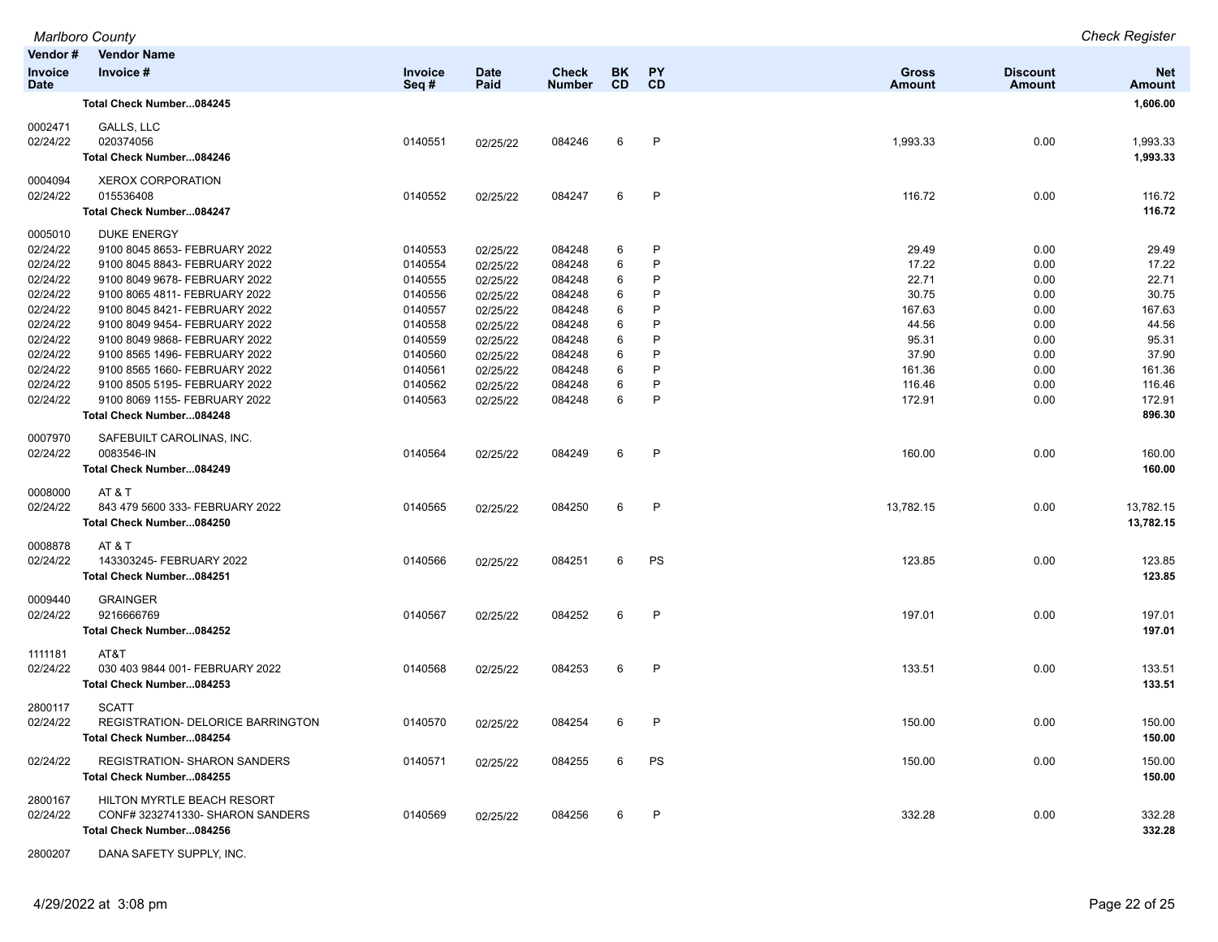| Vendor # / Invoice Date | Vendor Name / Invoice # | Invoice Seq # | Date Paid | Check Number | BK CD | PY CD | Gross Amount | Discount Amount | Net Amount |
|---|---|---|---|---|---|---|---|---|---|
| | **Total Check Number...084245** | | | | | | | | **1,606.00** |
| 0002471 | GALLS, LLC | | | | | | | | |
| 02/24/22 | 020374056 | 0140551 | 02/25/22 | 084246 | 6 | P | 1,993.33 | 0.00 | 1,993.33 |
| | **Total Check Number...084246** | | | | | | | | **1,993.33** |
| 0004094 | XEROX CORPORATION | | | | | | | | |
| 02/24/22 | 015536408 | 0140552 | 02/25/22 | 084247 | 6 | P | 116.72 | 0.00 | 116.72 |
| | **Total Check Number...084247** | | | | | | | | **116.72** |
| 0005010 | DUKE ENERGY | | | | | | | | |
| 02/24/22 | 9100 8045 8653- FEBRUARY 2022 | 0140553 | 02/25/22 | 084248 | 6 | P | 29.49 | 0.00 | 29.49 |
| 02/24/22 | 9100 8045 8843- FEBRUARY 2022 | 0140554 | 02/25/22 | 084248 | 6 | P | 17.22 | 0.00 | 17.22 |
| 02/24/22 | 9100 8049 9678- FEBRUARY 2022 | 0140555 | 02/25/22 | 084248 | 6 | P | 22.71 | 0.00 | 22.71 |
| 02/24/22 | 9100 8065 4811- FEBRUARY 2022 | 0140556 | 02/25/22 | 084248 | 6 | P | 30.75 | 0.00 | 30.75 |
| 02/24/22 | 9100 8045 8421- FEBRUARY 2022 | 0140557 | 02/25/22 | 084248 | 6 | P | 167.63 | 0.00 | 167.63 |
| 02/24/22 | 9100 8049 9454- FEBRUARY 2022 | 0140558 | 02/25/22 | 084248 | 6 | P | 44.56 | 0.00 | 44.56 |
| 02/24/22 | 9100 8049 9868- FEBRUARY 2022 | 0140559 | 02/25/22 | 084248 | 6 | P | 95.31 | 0.00 | 95.31 |
| 02/24/22 | 9100 8565 1496- FEBRUARY 2022 | 0140560 | 02/25/22 | 084248 | 6 | P | 37.90 | 0.00 | 37.90 |
| 02/24/22 | 9100 8565 1660- FEBRUARY 2022 | 0140561 | 02/25/22 | 084248 | 6 | P | 161.36 | 0.00 | 161.36 |
| 02/24/22 | 9100 8505 5195- FEBRUARY 2022 | 0140562 | 02/25/22 | 084248 | 6 | P | 116.46 | 0.00 | 116.46 |
| 02/24/22 | 9100 8069 1155- FEBRUARY 2022 | 0140563 | 02/25/22 | 084248 | 6 | P | 172.91 | 0.00 | 172.91 |
| | **Total Check Number...084248** | | | | | | | | **896.30** |
| 0007970 | SAFEBUILT CAROLINAS, INC. | | | | | | | | |
| 02/24/22 | 0083546-IN | 0140564 | 02/25/22 | 084249 | 6 | P | 160.00 | 0.00 | 160.00 |
| | **Total Check Number...084249** | | | | | | | | **160.00** |
| 0008000 | AT & T | | | | | | | | |
| 02/24/22 | 843 479 5600 333- FEBRUARY 2022 | 0140565 | 02/25/22 | 084250 | 6 | P | 13,782.15 | 0.00 | 13,782.15 |
| | **Total Check Number...084250** | | | | | | | | **13,782.15** |
| 0008878 | AT & T | | | | | | | | |
| 02/24/22 | 143303245- FEBRUARY 2022 | 0140566 | 02/25/22 | 084251 | 6 | PS | 123.85 | 0.00 | 123.85 |
| | **Total Check Number...084251** | | | | | | | | **123.85** |
| 0009440 | GRAINGER | | | | | | | | |
| 02/24/22 | 9216666769 | 0140567 | 02/25/22 | 084252 | 6 | P | 197.01 | 0.00 | 197.01 |
| | **Total Check Number...084252** | | | | | | | | **197.01** |
| 1111181 | AT&T | | | | | | | | |
| 02/24/22 | 030 403 9844 001- FEBRUARY 2022 | 0140568 | 02/25/22 | 084253 | 6 | P | 133.51 | 0.00 | 133.51 |
| | **Total Check Number...084253** | | | | | | | | **133.51** |
| 2800117 | SCATT | | | | | | | | |
| 02/24/22 | REGISTRATION- DELORICE BARRINGTON | 0140570 | 02/25/22 | 084254 | 6 | P | 150.00 | 0.00 | 150.00 |
| | **Total Check Number...084254** | | | | | | | | **150.00** |
| 02/24/22 | REGISTRATION- SHARON SANDERS | 0140571 | 02/25/22 | 084255 | 6 | PS | 150.00 | 0.00 | 150.00 |
| | **Total Check Number...084255** | | | | | | | | **150.00** |
| 2800167 | HILTON MYRTLE BEACH RESORT | | | | | | | | |
| 02/24/22 | CONF# 3232741330- SHARON SANDERS | 0140569 | 02/25/22 | 084256 | 6 | P | 332.28 | 0.00 | 332.28 |
| | **Total Check Number...084256** | | | | | | | | **332.28** |
| 2800207 | DANA SAFETY SUPPLY, INC. | | | | | | | | |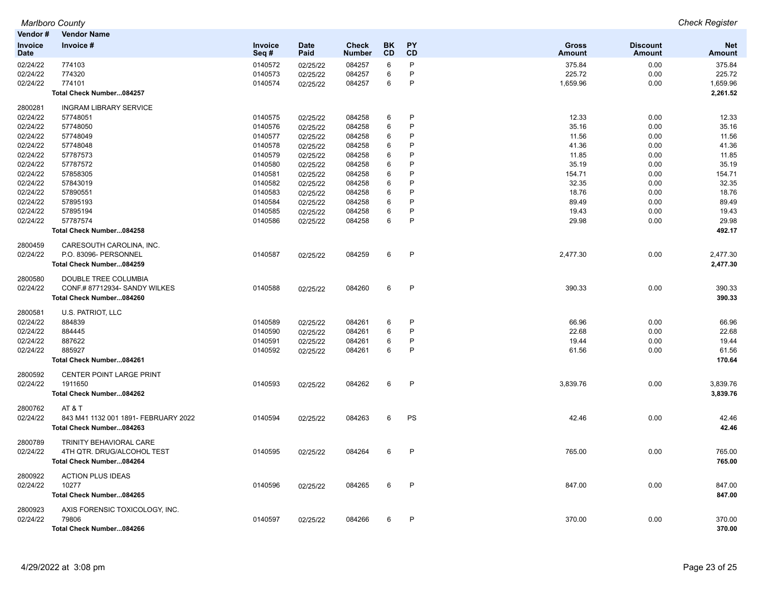| Vendor # | Vendor Name | | | | | | | | |
|---|---|---|---|---|---|---|---|---|---|
| Invoice Date | Invoice # | Invoice Seq # | Date Paid | Check Number | BK CD | PY CD | Gross Amount | Discount Amount | Net Amount |
| 02/24/22 | 774103 | 0140572 | 02/25/22 | 084257 | 6 | P | 375.84 | 0.00 | 375.84 |
| 02/24/22 | 774320 | 0140573 | 02/25/22 | 084257 | 6 | P | 225.72 | 0.00 | 225.72 |
| 02/24/22 | 774101 | 0140574 | 02/25/22 | 084257 | 6 | P | 1,659.96 | 0.00 | 1,659.96 |
| | **Total Check Number...084257** | | | | | | | | **2,261.52** |
| 2800281 | INGRAM LIBRARY SERVICE | | | | | | | | |
| 02/24/22 | 57748051 | 0140575 | 02/25/22 | 084258 | 6 | P | 12.33 | 0.00 | 12.33 |
| 02/24/22 | 57748050 | 0140576 | 02/25/22 | 084258 | 6 | P | 35.16 | 0.00 | 35.16 |
| 02/24/22 | 57748049 | 0140577 | 02/25/22 | 084258 | 6 | P | 11.56 | 0.00 | 11.56 |
| 02/24/22 | 57748048 | 0140578 | 02/25/22 | 084258 | 6 | P | 41.36 | 0.00 | 41.36 |
| 02/24/22 | 57787573 | 0140579 | 02/25/22 | 084258 | 6 | P | 11.85 | 0.00 | 11.85 |
| 02/24/22 | 57787572 | 0140580 | 02/25/22 | 084258 | 6 | P | 35.19 | 0.00 | 35.19 |
| 02/24/22 | 57858305 | 0140581 | 02/25/22 | 084258 | 6 | P | 154.71 | 0.00 | 154.71 |
| 02/24/22 | 57843019 | 0140582 | 02/25/22 | 084258 | 6 | P | 32.35 | 0.00 | 32.35 |
| 02/24/22 | 57890551 | 0140583 | 02/25/22 | 084258 | 6 | P | 18.76 | 0.00 | 18.76 |
| 02/24/22 | 57895193 | 0140584 | 02/25/22 | 084258 | 6 | P | 89.49 | 0.00 | 89.49 |
| 02/24/22 | 57895194 | 0140585 | 02/25/22 | 084258 | 6 | P | 19.43 | 0.00 | 19.43 |
| 02/24/22 | 57787574 | 0140586 | 02/25/22 | 084258 | 6 | P | 29.98 | 0.00 | 29.98 |
| | **Total Check Number...084258** | | | | | | | | **492.17** |
| 2800459 | CARESOUTH CAROLINA, INC. | | | | | | | | |
| 02/24/22 | P.O. 83096- PERSONNEL | 0140587 | 02/25/22 | 084259 | 6 | P | 2,477.30 | 0.00 | 2,477.30 |
| | **Total Check Number...084259** | | | | | | | | **2,477.30** |
| 2800580 | DOUBLE TREE COLUMBIA | | | | | | | | |
| 02/24/22 | CONF.# 87712934- SANDY WILKES | 0140588 | 02/25/22 | 084260 | 6 | P | 390.33 | 0.00 | 390.33 |
| | **Total Check Number...084260** | | | | | | | | **390.33** |
| 2800581 | U.S. PATRIOT, LLC | | | | | | | | |
| 02/24/22 | 884839 | 0140589 | 02/25/22 | 084261 | 6 | P | 66.96 | 0.00 | 66.96 |
| 02/24/22 | 884445 | 0140590 | 02/25/22 | 084261 | 6 | P | 22.68 | 0.00 | 22.68 |
| 02/24/22 | 887622 | 0140591 | 02/25/22 | 084261 | 6 | P | 19.44 | 0.00 | 19.44 |
| 02/24/22 | 885927 | 0140592 | 02/25/22 | 084261 | 6 | P | 61.56 | 0.00 | 61.56 |
| | **Total Check Number...084261** | | | | | | | | **170.64** |
| 2800592 | CENTER POINT LARGE PRINT | | | | | | | | |
| 02/24/22 | 1911650 | 0140593 | 02/25/22 | 084262 | 6 | P | 3,839.76 | 0.00 | 3,839.76 |
| | **Total Check Number...084262** | | | | | | | | **3,839.76** |
| 2800762 | AT & T | | | | | | | | |
| 02/24/22 | 843 M41 1132 001 1891- FEBRUARY 2022 | 0140594 | 02/25/22 | 084263 | 6 | PS | 42.46 | 0.00 | 42.46 |
| | **Total Check Number...084263** | | | | | | | | **42.46** |
| 2800789 | TRINITY BEHAVIORAL CARE | | | | | | | | |
| 02/24/22 | 4TH QTR. DRUG/ALCOHOL TEST | 0140595 | 02/25/22 | 084264 | 6 | P | 765.00 | 0.00 | 765.00 |
| | **Total Check Number...084264** | | | | | | | | **765.00** |
| 2800922 | ACTION PLUS IDEAS | | | | | | | | |
| 02/24/22 | 10277 | 0140596 | 02/25/22 | 084265 | 6 | P | 847.00 | 0.00 | 847.00 |
| | **Total Check Number...084265** | | | | | | | | **847.00** |
| 2800923 | AXIS FORENSIC TOXICOLOGY, INC. | | | | | | | | |
| 02/24/22 | 79806 | 0140597 | 02/25/22 | 084266 | 6 | P | 370.00 | 0.00 | 370.00 |
| | **Total Check Number...084266** | | | | | | | | **370.00** |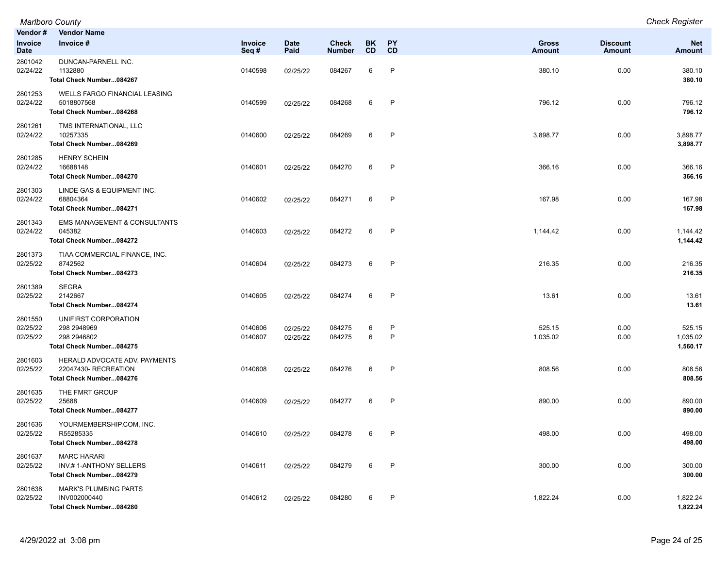| Vendor # / Invoice Date | Vendor Name / Invoice # | Invoice Seq # | Date Paid | Check Number | BK CD | PY CD | Gross Amount | Discount Amount | Net Amount |
|---|---|---|---|---|---|---|---|---|---|
| 2801042 | DUNCAN-PARNELL INC. | | | | | | | | |
| 02/24/22 | 1132880 | 0140598 | 02/25/22 | 084267 | 6 | P | 380.10 | 0.00 | 380.10 |
| | **Total Check Number...084267** | | | | | | | | **380.10** |
| 2801253 | WELLS FARGO FINANCIAL LEASING | | | | | | | | |
| 02/24/22 | 5018807568 | 0140599 | 02/25/22 | 084268 | 6 | P | 796.12 | 0.00 | 796.12 |
| | **Total Check Number...084268** | | | | | | | | **796.12** |
| 2801261 | TMS INTERNATIONAL, LLC | | | | | | | | |
| 02/24/22 | 10257335 | 0140600 | 02/25/22 | 084269 | 6 | P | 3,898.77 | 0.00 | 3,898.77 |
| | **Total Check Number...084269** | | | | | | | | **3,898.77** |
| 2801285 | HENRY SCHEIN | | | | | | | | |
| 02/24/22 | 16688148 | 0140601 | 02/25/22 | 084270 | 6 | P | 366.16 | 0.00 | 366.16 |
| | **Total Check Number...084270** | | | | | | | | **366.16** |
| 2801303 | LINDE GAS & EQUIPMENT INC. | | | | | | | | |
| 02/24/22 | 68804364 | 0140602 | 02/25/22 | 084271 | 6 | P | 167.98 | 0.00 | 167.98 |
| | **Total Check Number...084271** | | | | | | | | **167.98** |
| 2801343 | EMS MANAGEMENT & CONSULTANTS | | | | | | | | |
| 02/24/22 | 045382 | 0140603 | 02/25/22 | 084272 | 6 | P | 1,144.42 | 0.00 | 1,144.42 |
| | **Total Check Number...084272** | | | | | | | | **1,144.42** |
| 2801373 | TIAA COMMERCIAL FINANCE, INC. | | | | | | | | |
| 02/25/22 | 8742562 | 0140604 | 02/25/22 | 084273 | 6 | P | 216.35 | 0.00 | 216.35 |
| | **Total Check Number...084273** | | | | | | | | **216.35** |
| 2801389 | SEGRA | | | | | | | | |
| 02/25/22 | 2142667 | 0140605 | 02/25/22 | 084274 | 6 | P | 13.61 | 0.00 | 13.61 |
| | **Total Check Number...084274** | | | | | | | | **13.61** |
| 2801550 | UNIFIRST CORPORATION | | | | | | | | |
| 02/25/22 | 298 2948969 | 0140606 | 02/25/22 | 084275 | 6 | P | 525.15 | 0.00 | 525.15 |
| 02/25/22 | 298 2946802 | 0140607 | 02/25/22 | 084275 | 6 | P | 1,035.02 | 0.00 | 1,035.02 |
| | **Total Check Number...084275** | | | | | | | | **1,560.17** |
| 2801603 | HERALD ADVOCATE ADV. PAYMENTS | | | | | | | | |
| 02/25/22 | 22047430- RECREATION | 0140608 | 02/25/22 | 084276 | 6 | P | 808.56 | 0.00 | 808.56 |
| | **Total Check Number...084276** | | | | | | | | **808.56** |
| 2801635 | THE FMRT GROUP | | | | | | | | |
| 02/25/22 | 25688 | 0140609 | 02/25/22 | 084277 | 6 | P | 890.00 | 0.00 | 890.00 |
| | **Total Check Number...084277** | | | | | | | | **890.00** |
| 2801636 | YOURMEMBERSHIP.COM, INC. | | | | | | | | |
| 02/25/22 | R55285335 | 0140610 | 02/25/22 | 084278 | 6 | P | 498.00 | 0.00 | 498.00 |
| | **Total Check Number...084278** | | | | | | | | **498.00** |
| 2801637 | MARC HARARI | | | | | | | | |
| 02/25/22 | INV.# 1-ANTHONY SELLERS | 0140611 | 02/25/22 | 084279 | 6 | P | 300.00 | 0.00 | 300.00 |
| | **Total Check Number...084279** | | | | | | | | **300.00** |
| 2801638 | MARK'S PLUMBING PARTS | | | | | | | | |
| 02/25/22 | INV002000440 | 0140612 | 02/25/22 | 084280 | 6 | P | 1,822.24 | 0.00 | 1,822.24 |
| | **Total Check Number...084280** | | | | | | | | **1,822.24** |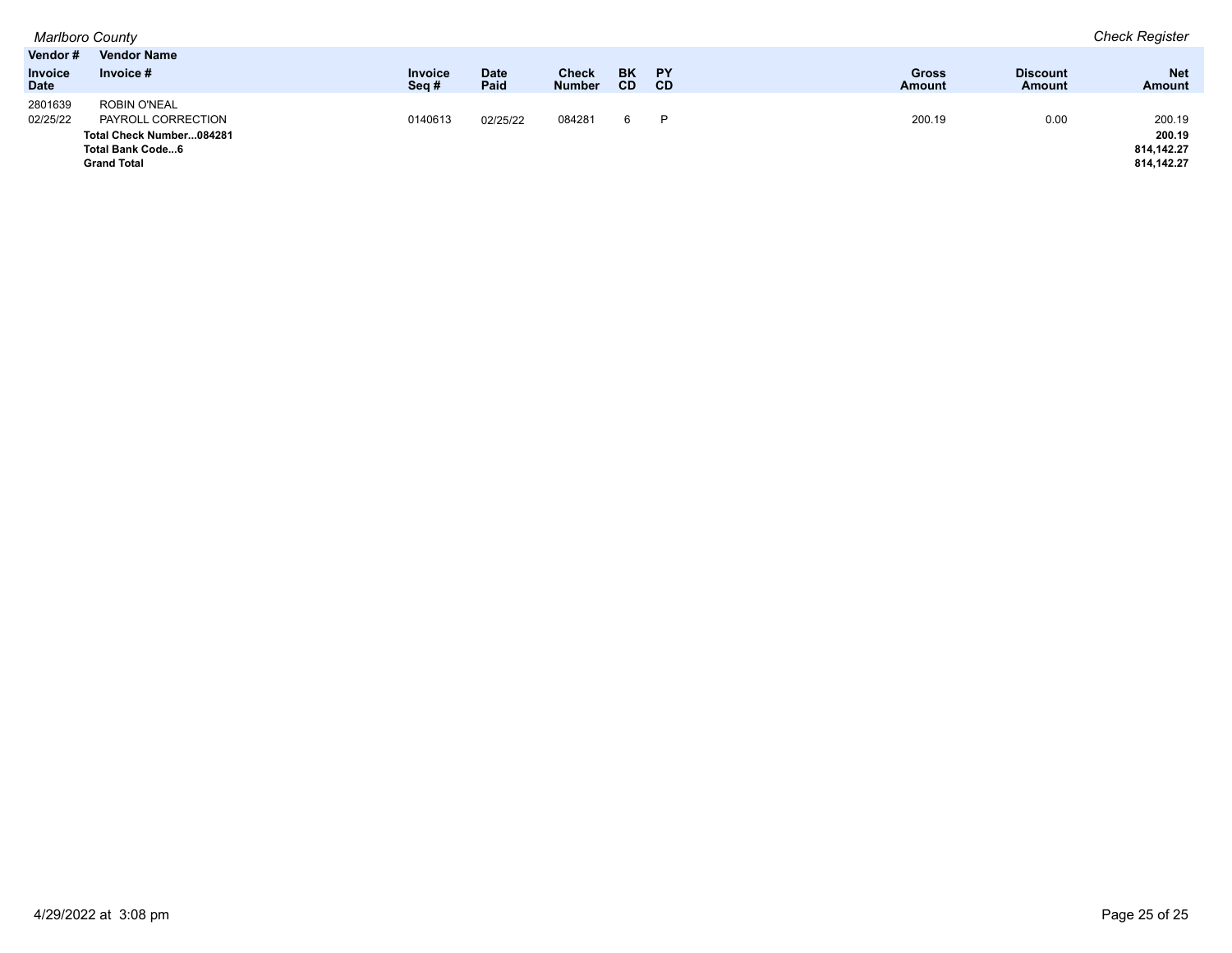| Vendor # / Invoice Date | Vendor Name / Invoice # | Invoice Seq # | Date Paid | Check Number | BK CD | PY CD | Gross Amount | Discount Amount | Net Amount |
|---|---|---|---|---|---|---|---|---|---|
| 2801639 | ROBIN O'NEAL | | | | | | | | |
| 02/25/22 | PAYROLL CORRECTION | 0140613 | 02/25/22 | 084281 | 6 | P | 200.19 | 0.00 | 200.19 |
| | **Total Check Number...084281** | | | | | | | | **200.19** |
| | **Total Bank Code...6** | | | | | | | | **814,142.27** |
| | **Grand Total** | | | | | | | | **814,142.27** |